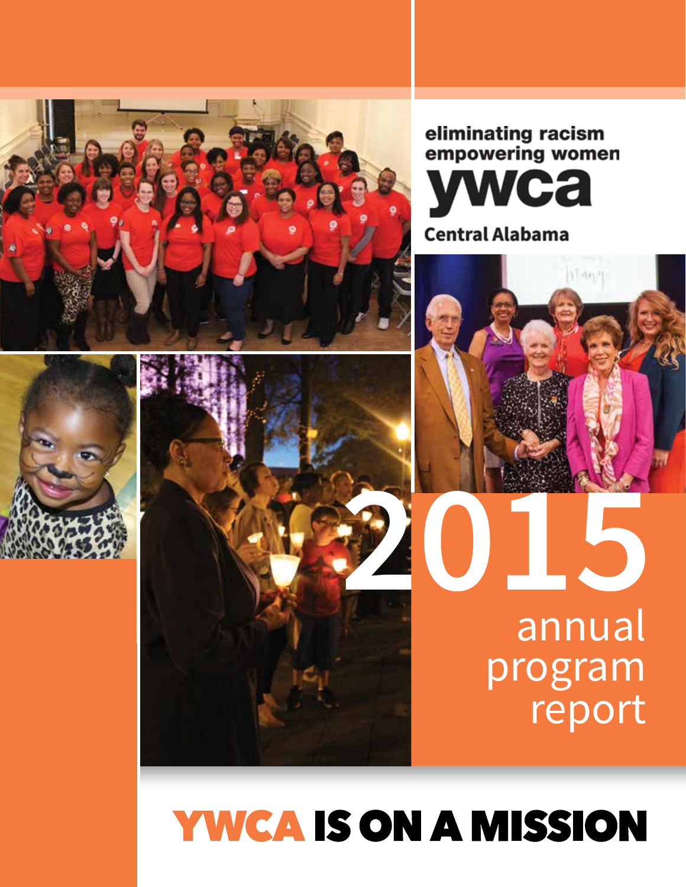eliminating racism
empowering women

# ywca

Central Alabama

# 2015

## annual program report

# YWCA IS ON A MISSION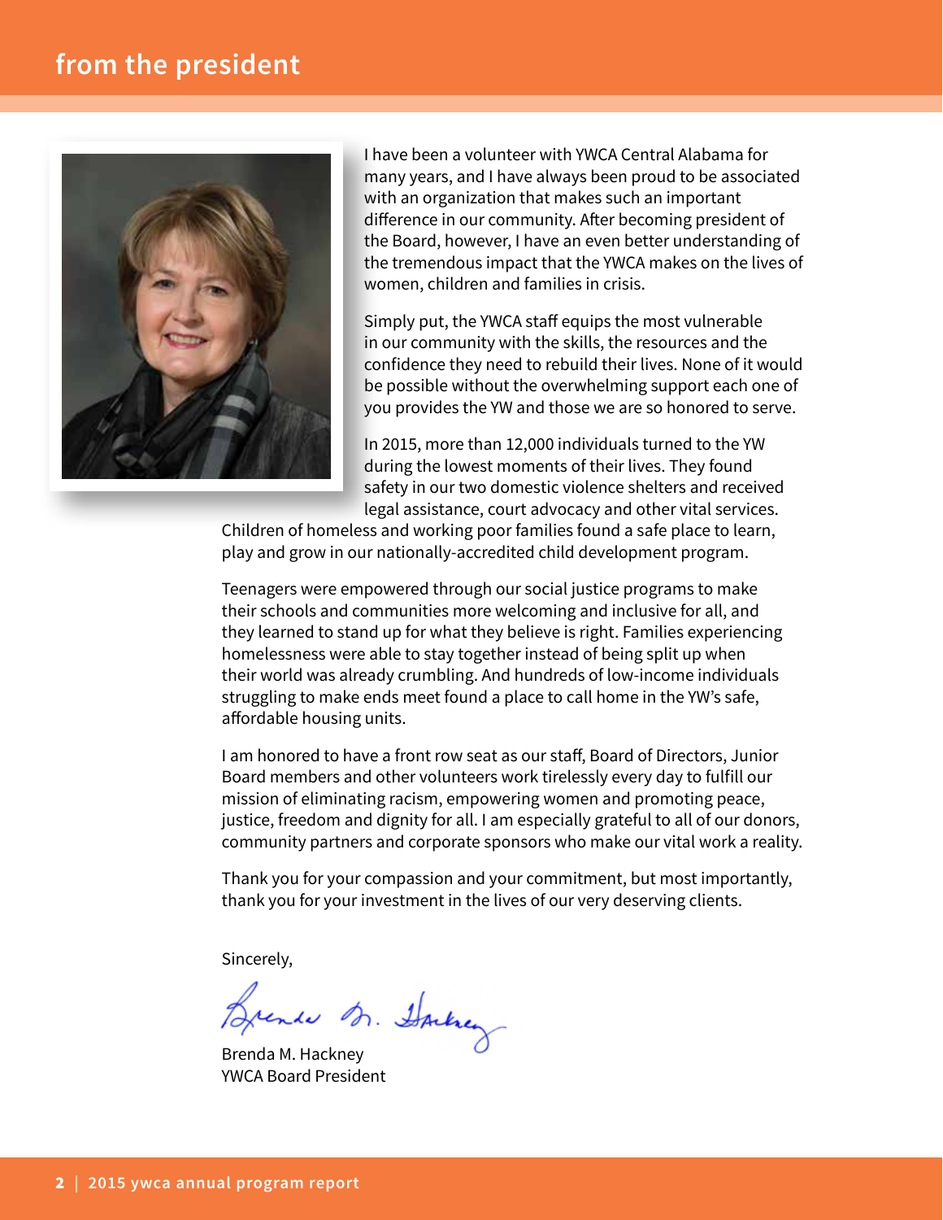## from the president

I have been a volunteer with YWCA Central Alabama for many years, and I have always been proud to be associated with an organization that makes such an important difference in our community. After becoming president of the Board, however, I have an even better understanding of the tremendous impact that the YWCA makes on the lives of women, children and families in crisis.

Simply put, the YWCA staff equips the most vulnerable in our community with the skills, the resources and the confidence they need to rebuild their lives. None of it would be possible without the overwhelming support each one of you provides the YW and those we are so honored to serve.

In 2015, more than 12,000 individuals turned to the YW during the lowest moments of their lives. They found safety in our two domestic violence shelters and received legal assistance, court advocacy and other vital services. Children of homeless and working poor families found a safe place to learn, play and grow in our nationally-accredited child development program.

Teenagers were empowered through our social justice programs to make their schools and communities more welcoming and inclusive for all, and they learned to stand up for what they believe is right. Families experiencing homelessness were able to stay together instead of being split up when their world was already crumbling. And hundreds of low-income individuals struggling to make ends meet found a place to call home in the YW's safe, affordable housing units.

I am honored to have a front row seat as our staff, Board of Directors, Junior Board members and other volunteers work tirelessly every day to fulfill our mission of eliminating racism, empowering women and promoting peace, justice, freedom and dignity for all. I am especially grateful to all of our donors, community partners and corporate sponsors who make our vital work a reality.

Thank you for your compassion and your commitment, but most importantly, thank you for your investment in the lives of our very deserving clients.

Sincerely,

Brenda M. Hackney
YWCA Board President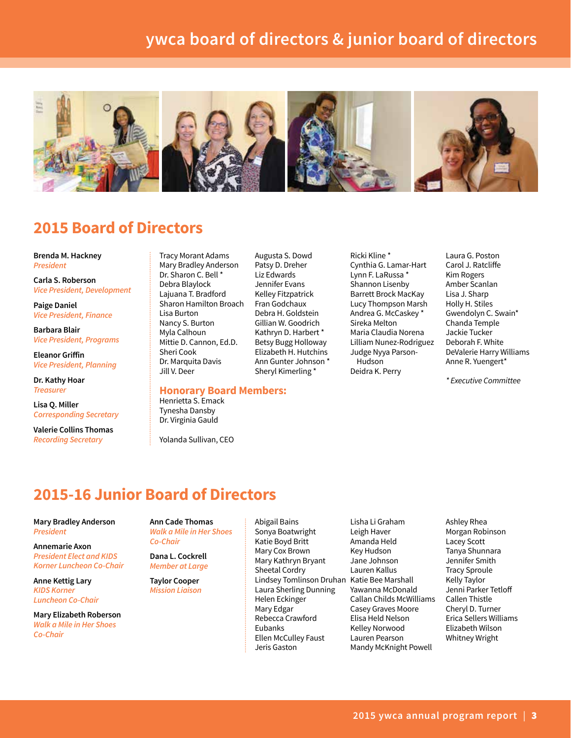# ywca board of directors & junior board of directors

## 2015 Board of Directors

**Brenda M. Hackney**
*President*

**Carla S. Roberson**
*Vice President, Development*

**Paige Daniel**
*Vice President, Finance*

**Barbara Blair**
*Vice President, Programs*

**Eleanor Griffin**
*Vice President, Planning*

**Dr. Kathy Hoar**
*Treasurer*

**Lisa Q. Miller**
*Corresponding Secretary*

**Valerie Collins Thomas**
*Recording Secretary*

Tracy Morant Adams
Mary Bradley Anderson
Dr. Sharon C. Bell *
Debra Blaylock
Lajuana T. Bradford
Sharon Hamilton Broach
Lisa Burton
Nancy S. Burton
Myla Calhoun
Mittie D. Cannon, Ed.D.
Sheri Cook
Dr. Marquita Davis
Jill V. Deer
Augusta S. Dowd
Patsy D. Dreher
Liz Edwards
Jennifer Evans
Kelley Fitzpatrick
Fran Godchaux
Debra H. Goldstein
Gillian W. Goodrich
Kathryn D. Harbert *
Betsy Bugg Holloway
Elizabeth H. Hutchins
Ann Gunter Johnson *
Sheryl Kimerling *
Ricki Kline *
Cynthia G. Lamar-Hart
Lynn F. LaRussa *
Shannon Lisenby
Barrett Brock MacKay
Lucy Thompson Marsh
Andrea G. McCaskey *
Sireka Melton
Maria Claudia Norena
Lilliam Nunez-Rodriguez
Judge Nyya Parson-Hudson
Deidra K. Perry
Laura G. Poston
Carol J. Ratcliffe
Kim Rogers
Amber Scanlan
Lisa J. Sharp
Holly H. Stiles
Gwendolyn C. Swain*
Chanda Temple
Jackie Tucker
Deborah F. White
DeValerie Harry Williams
Anne R. Yuengert*

*\* Executive Committee*

### Honorary Board Members:

Henrietta S. Emack
Tynesha Dansby
Dr. Virginia Gauld

Yolanda Sullivan, CEO

## 2015-16 Junior Board of Directors

**Mary Bradley Anderson**
*President*

**Annemarie Axon**
*President Elect and KIDS Korner Luncheon Co-Chair*

**Anne Kettig Lary**
*KIDS Korner Luncheon Co-Chair*

**Mary Elizabeth Roberson**
*Walk a Mile in Her Shoes Co-Chair*

**Ann Cade Thomas**
*Walk a Mile in Her Shoes Co-Chair*

**Dana L. Cockrell**
*Member at Large*

**Taylor Cooper**
*Mission Liaison*

Abigail Bains
Sonya Boatwright
Katie Boyd Britt
Mary Cox Brown
Mary Kathryn Bryant
Sheetal Cordry
Lindsey Tomlinson Druhan
Laura Sherling Dunning
Helen Eckinger
Mary Edgar
Rebecca Crawford Eubanks
Ellen McCulley Faust
Jeris Gaston
Lisha Li Graham
Leigh Haver
Amanda Held
Key Hudson
Jane Johnson
Lauren Kallus
Katie Bee Marshall
Yawanna McDonald
Callan Childs McWilliams
Casey Graves Moore
Elisa Held Nelson
Kelley Norwood
Lauren Pearson
Mandy McKnight Powell
Ashley Rhea
Morgan Robinson
Lacey Scott
Tanya Shunnara
Jennifer Smith
Tracy Sproule
Kelly Taylor
Jenni Parker Tetloff
Callen Thistle
Cheryl D. Turner
Erica Sellers Williams
Elizabeth Wilson
Whitney Wright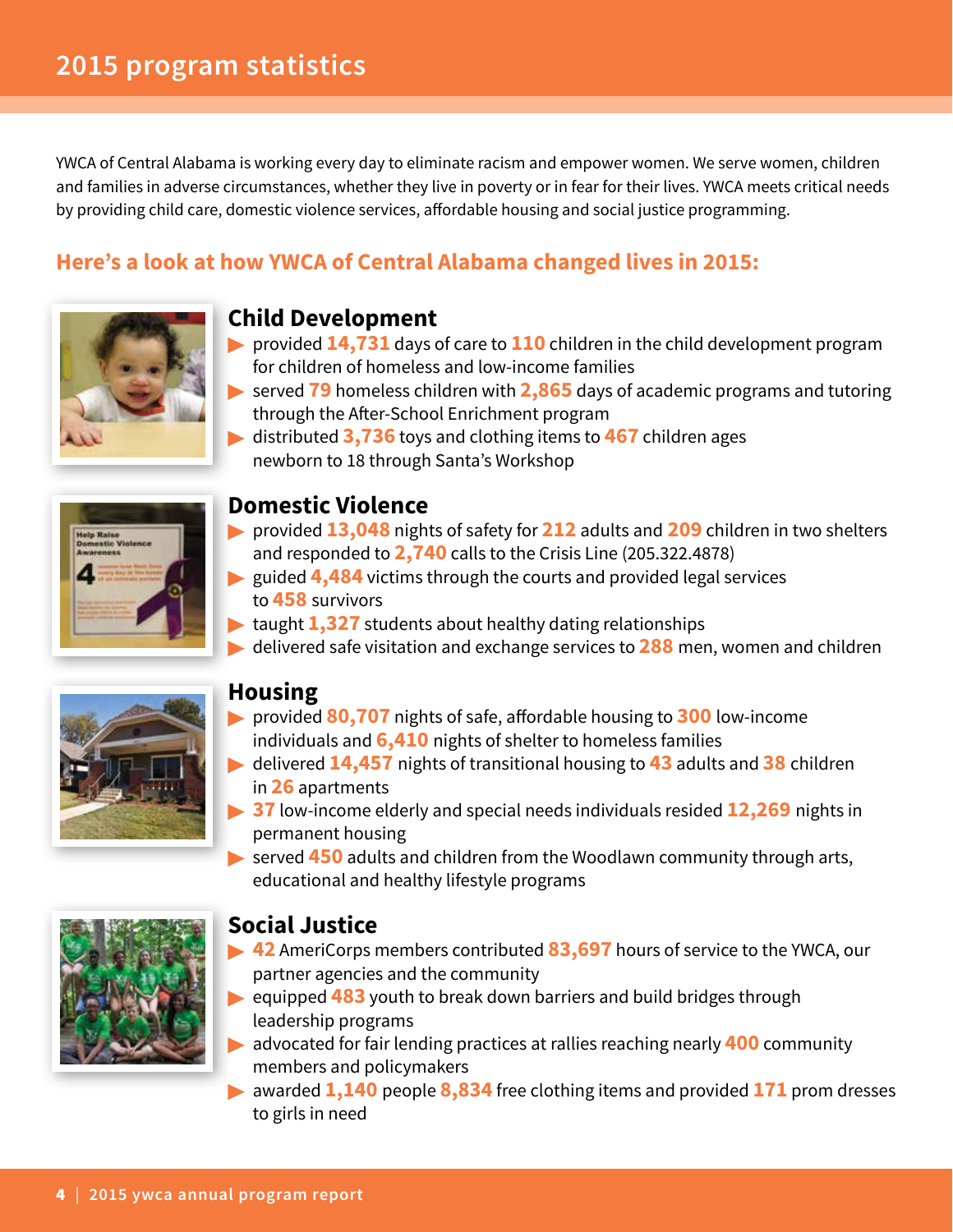# 2015 program statistics

YWCA of Central Alabama is working every day to eliminate racism and empower women. We serve women, children and families in adverse circumstances, whether they live in poverty or in fear for their lives. YWCA meets critical needs by providing child care, domestic violence services, affordable housing and social justice programming.

## Here's a look at how YWCA of Central Alabama changed lives in 2015:

### Child Development

- provided **14,731** days of care to **110** children in the child development program for children of homeless and low-income families
- served **79** homeless children with **2,865** days of academic programs and tutoring through the After-School Enrichment program
- distributed **3,736** toys and clothing items to **467** children ages newborn to 18 through Santa's Workshop

### Domestic Violence

- provided **13,048** nights of safety for **212** adults and **209** children in two shelters and responded to **2,740** calls to the Crisis Line (205.322.4878)
- guided **4,484** victims through the courts and provided legal services to **458** survivors
- taught **1,327** students about healthy dating relationships
- delivered safe visitation and exchange services to **288** men, women and children

### Housing

- provided **80,707** nights of safe, affordable housing to **300** low-income individuals and **6,410** nights of shelter to homeless families
- delivered **14,457** nights of transitional housing to **43** adults and **38** children in **26** apartments
- **37** low-income elderly and special needs individuals resided **12,269** nights in permanent housing
- served **450** adults and children from the Woodlawn community through arts, educational and healthy lifestyle programs

### Social Justice

- **42** AmeriCorps members contributed **83,697** hours of service to the YWCA, our partner agencies and the community
- equipped **483** youth to break down barriers and build bridges through leadership programs
- advocated for fair lending practices at rallies reaching nearly **400** community members and policymakers
- awarded **1,140** people **8,834** free clothing items and provided **171** prom dresses to girls in need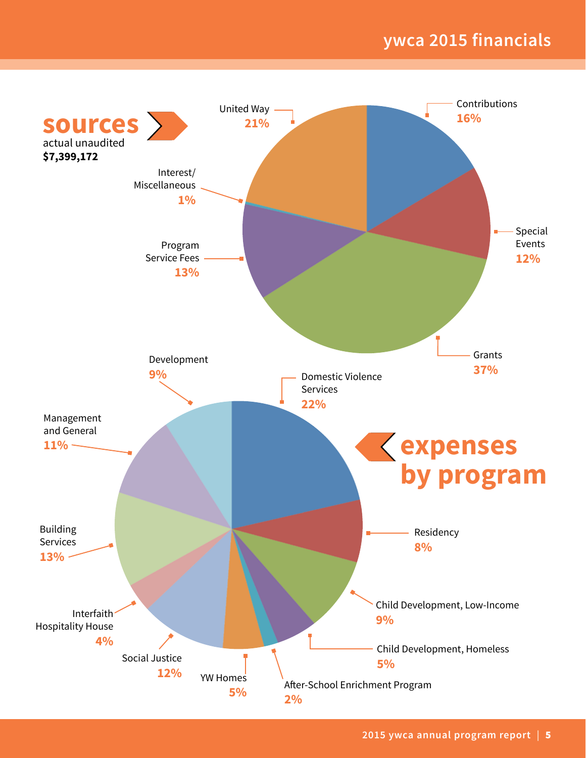# ywca 2015 financials

## sources

actual unaudited
**$7,399,172**

- United Way **21%**
- Contributions **16%**
- Special Events **12%**
- Grants **37%**
- Program Service Fees **13%**
- Interest/ Miscellaneous **1%**

## expenses by program

- Domestic Violence Services **22%**
- Residency **8%**
- Child Development, Low-Income **9%**
- Child Development, Homeless **5%**
- After-School Enrichment Program **2%**
- YW Homes **5%**
- Social Justice **12%**
- Interfaith Hospitality House **4%**
- Building Services **13%**
- Management and General **11%**
- Development **9%**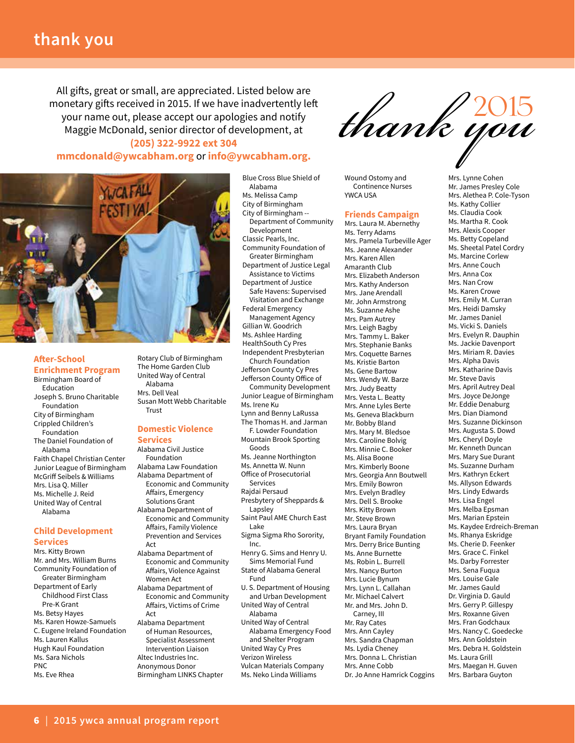# thank you

All gifts, great or small, are appreciated. Listed below are monetary gifts received in 2015. If we have inadvertently left your name out, please accept our apologies and notify Maggie McDonald, senior director of development, at **(205) 322-9922 ext 304** **mmcdonald@ywcabham.org** or **info@ywcabham.org.**

*thank you* 2015

## After-School Enrichment Program

Birmingham Board of Education
Joseph S. Bruno Charitable Foundation
City of Birmingham
Crippled Children's Foundation
The Daniel Foundation of Alabama
Faith Chapel Christian Center
Junior League of Birmingham
McGriff Seibels & Williams
Mrs. Lisa Q. Miller
Ms. Michelle J. Reid
United Way of Central Alabama

## Child Development Services

Mrs. Kitty Brown
Mr. and Mrs. William Burns
Community Foundation of Greater Birmingham
Department of Early Childhood First Class Pre-K Grant
Ms. Betsy Hayes
Ms. Karen Howze-Samuels
C. Eugene Ireland Foundation
Ms. Lauren Kallus
Hugh Kaul Foundation
Ms. Sara Nichols
PNC
Ms. Eve Rhea
Rotary Club of Birmingham
The Home Garden Club
United Way of Central Alabama
Mrs. Dell Veal
Susan Mott Webb Charitable Trust

## Domestic Violence Services

Alabama Civil Justice Foundation
Alabama Law Foundation
Alabama Department of Economic and Community Affairs, Emergency Solutions Grant
Alabama Department of Economic and Community Affairs, Family Violence Prevention and Services Act
Alabama Department of Economic and Community Affairs, Violence Against Women Act
Alabama Department of Economic and Community Affairs, Victims of Crime Act
Alabama Department of Human Resources, Specialist Assessment Intervention Liaison
Altec Industries Inc.
Anonymous Donor
Birmingham LINKS Chapter
Blue Cross Blue Shield of Alabama
Ms. Melissa Camp
City of Birmingham
City of Birmingham -- Department of Community Development
Classic Pearls, Inc.
Community Foundation of Greater Birmingham
Department of Justice Legal Assistance to Victims
Department of Justice Safe Havens: Supervised Visitation and Exchange
Federal Emergency Management Agency
Gillian W. Goodrich
Ms. Ashlee Harding
HealthSouth Cy Pres
Independent Presbyterian Church Foundation
Jefferson County Cy Pres
Jefferson County Office of Community Development
Junior League of Birmingham
Ms. Irene Ku
Lynn and Benny LaRussa
The Thomas H. and Jarman F. Lowder Foundation
Mountain Brook Sporting Goods
Ms. Jeanne Northington
Ms. Annetta W. Nunn
Office of Prosecutorial Services
Rajdai Persaud
Presbyterty of Sheppards & Lapsley
Saint Paul AME Church East Lake
Sigma Sigma Rho Sorority, Inc.
Henry G. Sims and Henry U. Sims Memorial Fund
State of Alabama General Fund
U. S. Department of Housing and Urban Development
United Way of Central Alabama
United Way of Central Alabama Emergency Food and Shelter Program
United Way Cy Pres
Verizon Wireless
Vulcan Materials Company
Ms. Neko Linda Williams
Wound Ostomy and Continence Nurses
YWCA USA

## Friends Campaign

Mrs. Laura M. Abernethy
Ms. Terry Adams
Mrs. Pamela Turbeville Ager
Ms. Jeanne Alexander
Mrs. Karen Allen
Amaranth Club
Mrs. Elizabeth Anderson
Mrs. Kathy Anderson
Mrs. Jane Arendall
Mr. John Armstrong
Ms. Suzanne Ashe
Mrs. Pam Autrey
Mrs. Leigh Bagby
Mrs. Tammy L. Baker
Mrs. Stephanie Banks
Mrs. Coquette Barnes
Ms. Kristie Barton
Ms. Gene Bartow
Mrs. Wendy W. Barze
Mrs. Judy Beatty
Mrs. Vesta L. Beatty
Mrs. Anne Lyles Berte
Ms. Geneva Blackburn
Mr. Bobby Bland
Mrs. Mary M. Bledsoe
Mrs. Caroline Bolvig
Mrs. Minnie C. Booker
Ms. Alisa Boone
Mrs. Kimberly Boone
Mrs. Georgia Ann Boutwell
Mrs. Emily Bowron
Mrs. Evelyn Bradley
Mrs. Dell S. Brooke
Mrs. Kitty Brown
Mr. Steve Brown
Mrs. Laura Bryan
Bryant Family Foundation
Mrs. Derry Brice Bunting
Ms. Anne Burnette
Ms. Robin L. Burrell
Mrs. Nancy Burton
Mrs. Lucie Bynum
Mrs. Lynn L. Callahan
Mr. Michael Calvert
Mr. and Mrs. John D. Carney, III
Mr. Ray Cates
Mrs. Ann Cayley
Mrs. Sandra Chapman
Ms. Lydia Cheney
Mrs. Donna L. Christian
Mrs. Anne Cobb
Dr. Jo Anne Hamrick Coggins
Mrs. Lynne Cohen
Mr. James Presley Cole
Mrs. Althea P. Cole-Tyson
Ms. Kathy Collier
Ms. Claudia Cook
Ms. Martha R. Cook
Mrs. Alexis Cooper
Ms. Betty Copeland
Ms. Sheetal Patel Cordry
Ms. Marcine Corlew
Mrs. Anne Couch
Mrs. Anna Cox
Mrs. Nan Crow
Ms. Karen Crowe
Mrs. Emily M. Curran
Mrs. Heidi Damsky
Mr. James Daniel
Ms. Vicki S. Daniels
Mrs. Evelyn R. Dauphin
Ms. Jackie Davenport
Mrs. Miriam R. Davies
Mrs. Alpha Davis
Mrs. Katharine Davis
Mr. Steve Davis
Mrs. April Autrey Deal
Mrs. Joyce DeJonge
Mr. Eddie Denaburg
Mrs. Dian Diamond
Mrs. Suzanne Dickinson
Mrs. Augusta S. Dowd
Mrs. Cheryl Doyle
Mr. Kenneth Duncan
Mrs. Mary Sue Durant
Ms. Suzanne Durham
Mrs. Kathryn Eckert
Ms. Allyson Edwards
Mrs. Lindy Edwards
Mrs. Lisa Engel
Mrs. Melba Epsman
Mrs. Marian Epstein
Ms. Kaydee Erdreich-Breman
Ms. Rhanya Eskridge
Ms. Cherie D. Feenker
Mrs. Grace C. Finkel
Ms. Darby Forrester
Mrs. Sena Fuqua
Mrs. Louise Gale
Mr. James Gauld
Dr. Virginia D. Gauld
Mrs. Gerry P. Gillespy
Mrs. Roxanne Given
Mrs. Fran Godchaux
Mrs. Nancy C. Goedecke
Mrs. Ann Goldstein
Mrs. Debra H. Goldstein
Ms. Laura Grill
Mrs. Maegan H. Guven
Mrs. Barbara Guyton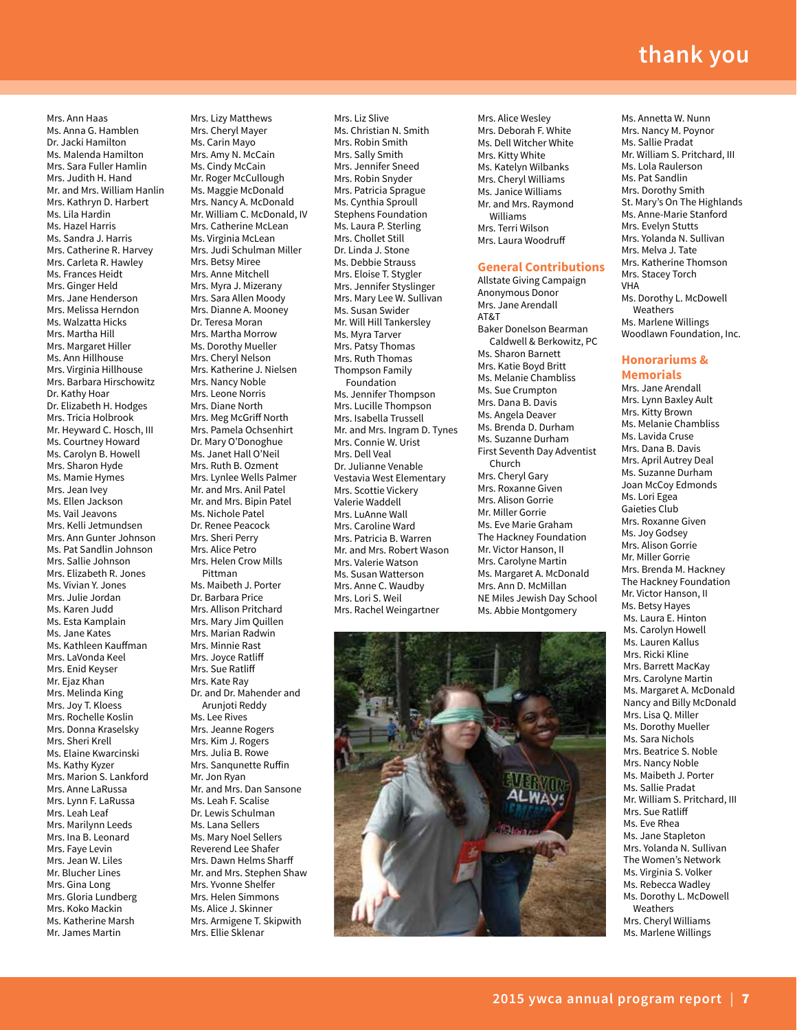# thank you

Mrs. Ann Haas
Ms. Anna G. Hamblen
Dr. Jacki Hamilton
Ms. Malenda Hamilton
Mrs. Sara Fuller Hamlin
Mrs. Judith H. Hand
Mr. and Mrs. William Hanlin
Mrs. Kathryn D. Harbert
Ms. Lila Hardin
Ms. Hazel Harris
Ms. Sandra J. Harris
Mrs. Catherine R. Harvey
Mrs. Carleta R. Hawley
Mrs. Frances Heidt
Mrs. Ginger Held
Mrs. Jane Henderson
Mrs. Melissa Herndon
Ms. Walzatta Hicks
Mrs. Martha Hill
Mrs. Margaret Hiller
Ms. Ann Hillhouse
Mrs. Virginia Hillhouse
Mrs. Barbara Hirschowitz
Dr. Kathy Hoar
Dr. Elizabeth H. Hodges
Mrs. Tricia Holbrook
Mr. Heyward C. Hosch, III
Ms. Courtney Howard
Ms. Carolyn B. Howell
Ms. Sharon Hyde
Ms. Mamie Hymes
Mrs. Jean Ivey
Ms. Ellen Jackson
Ms. Vail Jeavons
Mrs. Kelli Jetmundsen
Mrs. Ann Gunter Johnson
Ms. Pat Sandlin Johnson
Mrs. Sallie Johnson
Mrs. Elizabeth R. Jones
Ms. Vivian Y. Jones
Mrs. Julie Jordan
Ms. Karen Judd
Ms. Esta Kamplain
Ms. Jane Kates
Ms. Kathleen Kauffman
Mrs. LaVonda Keel
Mrs. Enid Keyser
Mr. Ejaz Khan
Mrs. Melinda King
Mrs. Joy T. Kloess
Mrs. Rochelle Koslin
Mrs. Donna Kraselsky
Mrs. Sheri Krell
Ms. Elaine Kwarcinski
Ms. Kathy Kyzer
Mrs. Marion S. Lankford
Mrs. Anne LaRussa
Mrs. Lynn F. LaRussa
Mrs. Leah Leaf
Mrs. Marilynn Leeds
Mrs. Ina B. Leonard
Mrs. Faye Levin
Mrs. Jean W. Liles
Mr. Blucher Lines
Mrs. Gina Long
Mrs. Gloria Lundberg
Mrs. Koko Mackin
Ms. Katherine Marsh
Mr. James Martin
Mrs. Lizy Matthews
Mrs. Cheryl Mayer
Ms. Carin Mayo
Mrs. Amy N. McCain
Ms. Cindy McCain
Mr. Roger McCullough
Ms. Maggie McDonald
Mrs. Nancy A. McDonald
Mr. William C. McDonald, IV
Mrs. Catherine McLean
Ms. Virginia McLean
Mrs. Judi Schulman Miller
Mrs. Betsy Miree
Mrs. Anne Mitchell
Mrs. Myra J. Mizerany
Mrs. Sara Allen Moody
Mrs. Dianne A. Mooney
Dr. Teresa Moran
Mrs. Martha Morrow
Ms. Dorothy Mueller
Mrs. Cheryl Nelson
Mrs. Katherine J. Nielsen
Mrs. Nancy Noble
Mrs. Leone Norris
Mrs. Diane North
Mrs. Meg McGriff North
Mrs. Pamela Ochsenhirt
Dr. Mary O'Donoghue
Ms. Janet Hall O'Neil
Mrs. Ruth B. Ozment
Mrs. Lynlee Wells Palmer
Mr. and Mrs. Anil Patel
Mr. and Mrs. Bipin Patel
Ms. Nichole Patel
Dr. Renee Peacock
Mrs. Sheri Perry
Mrs. Alice Petro
Mrs. Helen Crow Mills Pittman
Ms. Maibeth J. Porter
Dr. Barbara Price
Mrs. Allison Pritchard
Mrs. Mary Jim Quillen
Mrs. Marian Radwin
Mrs. Minnie Rast
Mrs. Joyce Ratliff
Mrs. Sue Ratliff
Mrs. Kate Ray
Dr. and Dr. Mahender and Arunjoti Reddy
Ms. Lee Rives
Mrs. Jeanne Rogers
Mrs. Kim J. Rogers
Mrs. Julia B. Rowe
Mrs. Sanqunette Ruffin
Mr. Jon Ryan
Mr. and Mrs. Dan Sansone
Ms. Leah F. Scalise
Dr. Lewis Schulman
Ms. Lana Sellers
Ms. Mary Noel Sellers
Reverend Lee Shafer
Mrs. Dawn Helms Sharff
Mr. and Mrs. Stephen Shaw
Mrs. Yvonne Shelfer
Mrs. Helen Simmons
Ms. Alice J. Skinner
Mrs. Armigene T. Skipwith
Mrs. Ellie Sklenar
Mrs. Liz Slive
Ms. Christian N. Smith
Mrs. Robin Smith
Mrs. Sally Smith
Mrs. Jennifer Sneed
Mrs. Robin Snyder
Mrs. Patricia Sprague
Ms. Cynthia Sproull
Stephens Foundation
Ms. Laura P. Sterling
Mrs. Chollet Still
Dr. Linda J. Stone
Ms. Debbie Strauss
Mrs. Eloise T. Stygler
Mrs. Jennifer Styslinger
Mrs. Mary Lee W. Sullivan
Ms. Susan Swider
Mr. Will Hill Tankersley
Ms. Myra Tarver
Mrs. Patsy Thomas
Mrs. Ruth Thomas
Thompson Family Foundation
Ms. Jennifer Thompson
Mrs. Lucille Thompson
Mrs. Isabella Trussell
Mr. and Mrs. Ingram D. Tynes
Mrs. Connie W. Urist
Mrs. Dell Veal
Dr. Julianne Venable
Vestavia West Elementary
Mrs. Scottie Vickery
Valerie Waddell
Mrs. LuAnne Wall
Mrs. Caroline Ward
Mrs. Patricia B. Warren
Mr. and Mrs. Robert Wason
Mrs. Valerie Watson
Ms. Susan Watterson
Mrs. Anne C. Waudby
Mrs. Lori S. Weil
Mrs. Rachel Weingartner
Mrs. Alice Wesley
Mrs. Deborah F. White
Ms. Dell Witcher White
Mrs. Kitty White
Ms. Katelyn Wilbanks
Mrs. Cheryl Williams
Ms. Janice Williams
Mr. and Mrs. Raymond Williams
Mrs. Terri Wilson
Mrs. Laura Woodruff

## General Contributions

Allstate Giving Campaign
Anonymous Donor
Mrs. Jane Arendall
AT&T
Baker Donelson Bearman Caldwell & Berkowitz, PC
Ms. Sharon Barnett
Mrs. Katie Boyd Britt
Ms. Melanie Chambliss
Ms. Sue Crumpton
Mrs. Dana B. Davis
Ms. Angela Deaver
Ms. Brenda D. Durham
Ms. Suzanne Durham
First Seventh Day Adventist Church
Mrs. Cheryl Gary
Mrs. Roxanne Given
Mrs. Alison Gorrie
Mr. Miller Gorrie
Ms. Eve Marie Graham
The Hackney Foundation
Mr. Victor Hanson, II
Mrs. Carolyne Martin
Ms. Margaret A. McDonald
Mrs. Ann D. McMillan
NE Miles Jewish Day School
Ms. Abbie Montgomery
Ms. Annetta W. Nunn
Mrs. Nancy M. Poynor
Ms. Sallie Pradat
Mr. William S. Pritchard, III
Ms. Lola Raulerson
Ms. Pat Sandlin
Mrs. Dorothy Smith
St. Mary's On The Highlands
Ms. Anne-Marie Stanford
Mrs. Evelyn Stutts
Mrs. Yolanda N. Sullivan
Mrs. Melva J. Tate
Mrs. Katherine Thomson
Mrs. Stacey Torch
VHA
Ms. Dorothy L. McDowell Weathers
Ms. Marlene Willings
Woodlawn Foundation, Inc.

## Honorariums & Memorials

Mrs. Jane Arendall
Mrs. Lynn Baxley Ault
Mrs. Kitty Brown
Ms. Melanie Chambliss
Ms. Lavida Cruse
Mrs. Dana B. Davis
Mrs. April Autrey Deal
Ms. Suzanne Durham
Joan McCoy Edmonds
Ms. Lori Egea
Gaieties Club
Mrs. Roxanne Given
Ms. Joy Godsey
Mrs. Alison Gorrie
Mr. Miller Gorrie
Mrs. Brenda M. Hackney
The Hackney Foundation
Mr. Victor Hanson, II
Ms. Betsy Hayes
Ms. Laura E. Hinton
Ms. Carolyn Howell
Ms. Lauren Kallus
Mrs. Ricki Kline
Mrs. Barrett MacKay
Mrs. Carolyne Martin
Ms. Margaret A. McDonald
Nancy and Billy McDonald
Mrs. Lisa Q. Miller
Ms. Dorothy Mueller
Ms. Sara Nichols
Mrs. Beatrice S. Noble
Mrs. Nancy Noble
Ms. Maibeth J. Porter
Ms. Sallie Pradat
Mr. William S. Pritchard, III
Mrs. Sue Ratliff
Ms. Eve Rhea
Ms. Jane Stapleton
Mrs. Yolanda N. Sullivan
The Women's Network
Ms. Virginia S. Volker
Ms. Rebecca Wadley
Ms. Dorothy L. McDowell Weathers
Mrs. Cheryl Williams
Ms. Marlene Willings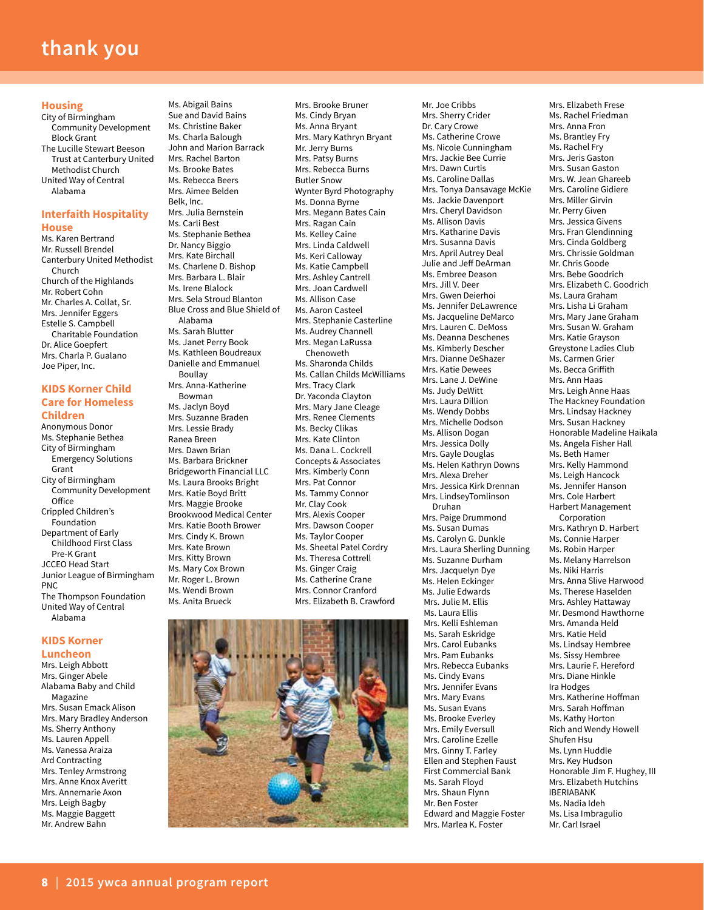# thank you

## Housing

City of Birmingham Community Development Block Grant
The Lucille Stewart Beeson Trust at Canterbury United Methodist Church
United Way of Central Alabama

## Interfaith Hospitality House

Ms. Karen Bertrand
Mr. Russell Brendel
Canterbury United Methodist Church
Church of the Highlands
Mr. Robert Cohn
Mr. Charles A. Collat, Sr.
Mrs. Jennifer Eggers
Estelle S. Campbell Charitable Foundation
Dr. Alice Goepfert
Mrs. Charla P. Gualano
Joe Piper, Inc.

## KIDS Korner Child Care for Homeless Children

Anonymous Donor
Ms. Stephanie Bethea
City of Birmingham Emergency Solutions Grant
City of Birmingham Community Development Office
Crippled Children's Foundation
Department of Early Childhood First Class Pre-K Grant
JCCEO Head Start
Junior League of Birmingham
PNC
The Thompson Foundation
United Way of Central Alabama

## KIDS Korner Luncheon

Mrs. Leigh Abbott
Mrs. Ginger Abele
Alabama Baby and Child Magazine
Mrs. Susan Emack Alison
Mrs. Mary Bradley Anderson
Ms. Sherry Anthony
Ms. Lauren Appell
Ms. Vanessa Araiza
Ard Contracting
Mrs. Tenley Armstrong
Mrs. Anne Knox Averitt
Mrs. Annemarie Axon
Mrs. Leigh Bagby
Ms. Maggie Baggett
Mr. Andrew Bahn
Ms. Abigail Bains
Sue and David Bains
Ms. Christine Baker
Ms. Charla Balough
John and Marion Barrack
Mrs. Rachel Barton
Ms. Brooke Bates
Ms. Rebecca Beers
Mrs. Aimee Belden
Belk, Inc.
Mrs. Julia Bernstein
Ms. Carli Best
Ms. Stephanie Bethea
Dr. Nancy Biggio
Mrs. Kate Birchall
Ms. Charlene D. Bishop
Mrs. Barbara L. Blair
Ms. Irene Blalock
Mrs. Sela Stroud Blanton
Blue Cross and Blue Shield of Alabama
Ms. Sarah Blutter
Ms. Janet Perry Book
Ms. Kathleen Boudreaux
Danielle and Emmanuel Boullay
Mrs. Anna-Katherine Bowman
Ms. Jaclyn Boyd
Mrs. Suzanne Braden
Mrs. Lessie Brady
Ranea Breen
Mrs. Dawn Brian
Ms. Barbara Brickner
Bridgeworth Financial LLC
Ms. Laura Brooks Bright
Mrs. Katie Boyd Britt
Mrs. Maggie Brooke
Brookwood Medical Center
Mrs. Katie Booth Brower
Mrs. Cindy K. Brown
Mrs. Kate Brown
Mrs. Kitty Brown
Ms. Mary Cox Brown
Mr. Roger L. Brown
Ms. Wendi Brown
Ms. Anita Brueck
Mrs. Brooke Bruner
Ms. Cindy Bryan
Ms. Anna Bryant
Mrs. Mary Kathryn Bryant
Mr. Jerry Burns
Mrs. Patsy Burns
Mrs. Rebecca Burns
Butler Snow
Wynter Byrd Photography
Ms. Donna Byrne
Mrs. Megann Bates Cain
Mrs. Ragan Cain
Ms. Kelley Caine
Mrs. Linda Caldwell
Ms. Keri Calloway
Ms. Katie Campbell
Mrs. Ashley Cantrell
Mrs. Joan Cardwell
Ms. Allison Case
Ms. Aaron Casteel
Mrs. Stephanie Casterline
Ms. Audrey Channell
Mrs. Megan LaRussa Chenoweth
Ms. Sharonda Childs
Ms. Callan Childs McWilliams
Mrs. Tracy Clark
Dr. Yaconda Clayton
Mrs. Mary Jane Cleage
Mrs. Renee Clements
Ms. Becky Clikas
Mrs. Kate Clinton
Ms. Dana L. Cockrell
Concepts & Associates
Mrs. Kimberly Conn
Mrs. Pat Connor
Ms. Tammy Connor
Mr. Clay Cook
Mrs. Alexis Cooper
Mrs. Dawson Cooper
Ms. Taylor Cooper
Ms. Sheetal Patel Cordry
Ms. Theresa Cottrell
Ms. Ginger Craig
Ms. Catherine Crane
Mrs. Connor Cranford
Mrs. Elizabeth B. Crawford
Mr. Joe Cribbs
Mrs. Sherry Crider
Dr. Cary Crowe
Ms. Catherine Crowe
Ms. Nicole Cunningham
Mrs. Jackie Bee Currie
Mrs. Dawn Curtis
Ms. Caroline Dallas
Mrs. Tonya Dansavage McKie
Ms. Jackie Davenport
Mrs. Cheryl Davidson
Ms. Allison Davis
Mrs. Katharine Davis
Mrs. Susanna Davis
Mrs. April Autrey Deal
Julie and Jeff DeArman
Ms. Embree Deason
Mrs. Jill V. Deer
Mrs. Gwen Deierhoi
Ms. Jennifer DeLawrence
Ms. Jacqueline DeMarco
Mrs. Lauren C. DeMoss
Ms. Deanna Deschenes
Ms. Kimberly Descher
Mrs. Dianne DeShazer
Mrs. Katie Dewees
Mrs. Lane J. DeWine
Ms. Judy DeWitt
Mrs. Laura Dillion
Ms. Wendy Dobbs
Mrs. Michelle Dodson
Ms. Allison Dogan
Mrs. Jessica Dolly
Mrs. Gayle Douglas
Ms. Helen Kathryn Downs
Mrs. Alexa Dreher
Mrs. Jessica Kirk Drennan
Mrs. LindseyTomlinson Druhan
Mrs. Paige Drummond
Ms. Susan Dumas
Ms. Carolyn G. Dunkle
Mrs. Laura Sherling Dunning
Ms. Suzanne Durham
Mrs. Jacquelyn Dye
Ms. Helen Eckinger
Ms. Julie Edwards
Mrs. Julie M. Ellis
Ms. Laura Ellis
Mrs. Kelli Eshleman
Ms. Sarah Eskridge
Mrs. Carol Eubanks
Mrs. Pam Eubanks
Mrs. Rebecca Eubanks
Ms. Cindy Evans
Mrs. Jennifer Evans
Mrs. Mary Evans
Ms. Susan Evans
Ms. Brooke Everley
Mrs. Emily Eversull
Mrs. Caroline Ezelle
Mrs. Ginny T. Farley
Ellen and Stephen Faust
First Commercial Bank
Ms. Sarah Floyd
Mrs. Shaun Flynn
Mr. Ben Foster
Edward and Maggie Foster
Mrs. Marlea K. Foster
Mrs. Elizabeth Frese
Ms. Rachel Friedman
Mrs. Anna Fron
Ms. Brantley Fry
Ms. Rachel Fry
Mrs. Jeris Gaston
Mrs. Susan Gaston
Mrs. W. Jean Ghareeb
Mrs. Caroline Gidiere
Mrs. Miller Girvin
Mr. Perry Given
Mrs. Jessica Givens
Mrs. Fran Glendinning
Mrs. Cinda Goldberg
Mrs. Chrissie Goldman
Mr. Chris Goode
Mrs. Bebe Goodrich
Mrs. Elizabeth C. Goodrich
Ms. Laura Graham
Ms. Lisha Li Graham
Mrs. Mary Jane Graham
Mrs. Susan W. Graham
Mrs. Katie Grayson
Greystone Ladies Club
Ms. Carmen Grier
Ms. Becca Griffith
Ms. Ann Haas
Mrs. Leigh Anne Haas
The Hackney Foundation
Mrs. Lindsay Hackney
Mrs. Susan Hackney
Honorable Madeline Haikala
Ms. Angela Fisher Hall
Ms. Beth Hamer
Mrs. Kelly Hammond
Ms. Leigh Hancock
Ms. Jennifer Hanson
Mrs. Cole Harbert
Harbert Management Corporation
Mrs. Kathryn D. Harbert
Ms. Connie Harper
Ms. Robin Harper
Mrs. Melany Harrelson
Ms. Niki Harris
Mrs. Anna Slive Harwood
Ms. Therese Haselden
Mrs. Ashley Hattaway
Mr. Desmond Hawthorne
Mrs. Amanda Held
Mrs. Katie Held
Ms. Lindsay Hembree
Ms. Sissy Hembree
Mrs. Laurie F. Hereford
Mrs. Diane Hinkle
Ira Hodges
Mrs. Katherine Hoffman
Mrs. Sarah Hoffman
Ms. Kathy Horton
Rich and Wendy Howell
Shufen Hsu
Ms. Lynn Huddle
Mrs. Key Hudson
Honorable Jim F. Hughey, III
Mrs. Elizabeth Hutchins
IBERIABANK
Ms. Nadia Ideh
Ms. Lisa Imbragulio
Mr. Carl Israel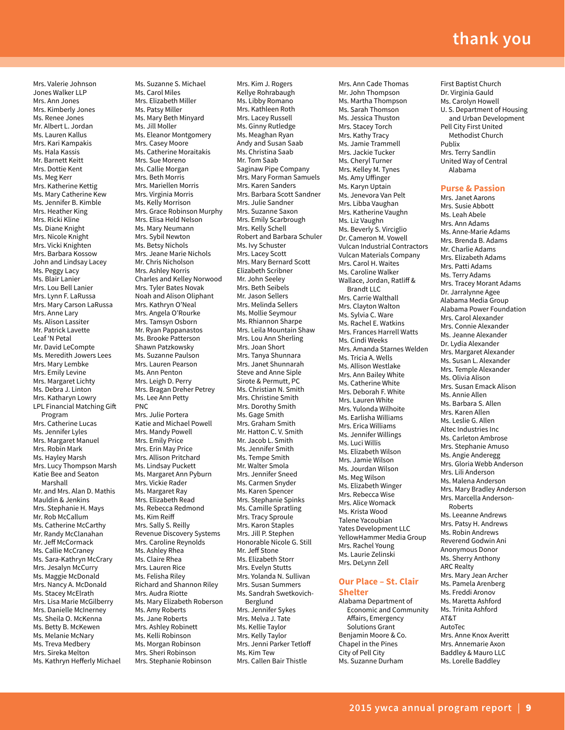# thank you

Mrs. Valerie Johnson
Jones Walker LLP
Mrs. Ann Jones
Mrs. Kimberly Jones
Ms. Renee Jones
Mr. Albert L. Jordan
Ms. Lauren Kallus
Mrs. Kari Kampakis
Ms. Hala Kassis
Mr. Barnett Keitt
Mrs. Dottie Kent
Ms. Meg Kerr
Mrs. Katherine Kettig
Ms. Mary Catherine Kew
Ms. Jennifer B. Kimble
Mrs. Heather King
Mrs. Ricki Kline
Ms. Diane Knight
Mrs. Nicole Knight
Mrs. Vicki Knighten
Mrs. Barbara Kossow
John and Lindsay Lacey
Ms. Peggy Lacy
Ms. Blair Lanier
Mrs. Lou Bell Lanier
Mrs. Lynn F. LaRussa
Mrs. Mary Carson LaRussa
Mrs. Anne Lary
Ms. Alison Lassiter
Mr. Patrick Lavette
Leaf 'N Petal
Mr. David LeCompte
Ms. Meredith Jowers Lees
Mrs. Mary Lembke
Mrs. Emily Levine
Mrs. Margaret Lichty
Ms. Debra J. Linton
Mrs. Katharyn Lowry
LPL Financial Matching Gift Program
Mrs. Catherine Lucas
Ms. Jennifer Lyles
Mrs. Margaret Manuel
Mrs. Robin Mark
Ms. Hayley Marsh
Mrs. Lucy Thompson Marsh
Katie Bee and Seaton Marshall
Mr. and Mrs. Alan D. Mathis
Mauldin & Jenkins
Mrs. Stephanie H. Mays
Mr. Rob McCallum
Ms. Catherine McCarthy
Mr. Randy McClanahan
Mr. Jeff McCormack
Ms. Callie McCraney
Ms. Sara-Kathryn McCrary
Mrs. Jesalyn McCurry
Mrs. Maggie McDonald
Mrs. Nancy A. McDonald
Ms. Stacey McElrath
Mrs. Lisa Marie McGilberry
Mrs. Danielle McInerney
Ms. Sheila O. McKenna
Mrs. Betty B. McKewen
Ms. Melanie McNary
Ms. Treva Medbery
Mrs. Sireka Melton
Ms. Kathryn Hefferly Michael
Ms. Suzanne S. Michael
Ms. Carol Miles
Mrs. Elizabeth Miller
Ms. Patsy Miller
Ms. Mary Beth Minyard
Ms. Jill Moller
Ms. Eleanor Montgomery
Mrs. Casey Moore
Ms. Catherine Moraitakis
Mrs. Sue Moreno
Ms. Callie Morgan
Mrs. Beth Morris
Mrs. Mariellen Morris
Ms. Virginia Morris
Ms. Kelly Morrison
Mrs. Grace Robinson Murphy
Mrs. Elisa Held Nelson
Ms. Mary Neumann
Mrs. Sybil Newton
Ms. Betsy Nichols
Mrs. Jeane Marie Nichols
Mr. Chris Nicholson
Mrs. Ashley Norris
Charles and Kelley Norwood
Mrs. Tyler Bates Novak
Noah and Alison Oliphant
Mrs. Kathryn O'Neal
Mrs. Angela O'Rourke
Mrs. Tamsyn Osborn
Mr. Ryan Pappanastos
Ms. Brooke Patterson
Shawn Patzkowsky
Ms. Suzanne Paulson
Mrs. Lauren Pearson
Ms. Ann Penton
Mrs. Leigh D. Perry
Mrs. Bragan Dreher Petrey
Ms. Lee Ann Petty
PNC
Mrs. Julie Portera
Katie and Michael Powell
Mrs. Mandy Powell
Mrs. Emily Price
Mrs. Erin May Price
Mrs. Allison Pritchard
Ms. Lindsay Puckett
Ms. Margaret Ann Pyburn
Mrs. Vickie Rader
Ms. Margaret Ray
Mrs. Elizabeth Read
Ms. Rebecca Redmond
Ms. Kim Reiff
Mrs. Sally S. Reilly
Revenue Discovery Systems
Mrs. Caroline Reynolds
Ms. Ashley Rhea
Ms. Claire Rhea
Mrs. Lauren Rice
Ms. Felisha Riley
Richard and Shannon Riley
Mrs. Audra Riotte
Ms. Mary Elizabeth Roberson
Ms. Amy Roberts
Ms. Jane Roberts
Mrs. Ashley Robinett
Ms. Kelli Robinson
Ms. Morgan Robinson
Mrs. Sheri Robinson
Mrs. Stephanie Robinson
Mrs. Kim J. Rogers
Kellye Rohrabaugh
Ms. Libby Romano
Mrs. Kathleen Roth
Mrs. Lacey Russell
Ms. Ginny Rutledge
Ms. Meaghan Ryan
Andy and Susan Saab
Ms. Christina Saab
Mr. Tom Saab
Saginaw Pipe Company
Mrs. Mary Forman Samuels
Mrs. Karen Sanders
Mrs. Barbara Scott Sandner
Mrs. Julie Sandner
Mrs. Suzanne Saxon
Mrs. Emily Scarbrough
Mrs. Kelly Schell
Robert and Barbara Schuler
Ms. Ivy Schuster
Mrs. Lacey Scott
Mrs. Mary Bernard Scott
Elizabeth Scribner
Mr. John Seeley
Mrs. Beth Seibels
Mr. Jason Sellers
Mrs. Melinda Sellers
Mrs. Mollie Seymour
Ms. Rhiannon Sharpe
Mrs. Leila Mountain Shaw
Mrs. Lou Ann Sherling
Mrs. Joan Short
Mrs. Tanya Shunnara
Mrs. Janet Shunnarah
Steve and Anne Siple
Sirote & Permutt, PC
Ms. Christian N. Smith
Mrs. Christine Smith
Mrs. Dorothy Smith
Ms. Gage Smith
Mrs. Graham Smith
Mr. Hatton C. V. Smith
Mr. Jacob L. Smith
Ms. Jennifer Smith
Ms. Tempe Smith
Mr. Walter Smola
Mrs. Jennifer Sneed
Ms. Carmen Snyder
Ms. Karen Spencer
Mrs. Stephanie Spinks
Ms. Camille Spratling
Mrs. Tracy Sproule
Mrs. Karon Staples
Mrs. Jill P. Stephen
Honorable Nicole G. Still
Mr. Jeff Stone
Ms. Elizabeth Storr
Mrs. Evelyn Stutts
Mrs. Yolanda N. Sullivan
Mrs. Susan Summers
Ms. Sandrah Swetkovich-Berglund
Mrs. Jennifer Sykes
Mrs. Melva J. Tate
Ms. Kellie Taylor
Mrs. Kelly Taylor
Mrs. Jenni Parker Tetloff
Ms. Kim Tew
Mrs. Callen Bair Thistle
Mrs. Ann Cade Thomas
Mr. John Thompson
Ms. Martha Thompson
Ms. Sarah Thomson
Ms. Jessica Thuston
Mrs. Stacey Torch
Mrs. Kathy Tracy
Ms. Jamie Trammell
Mrs. Jackie Tucker
Ms. Cheryl Turner
Mrs. Kelley M. Tynes
Ms. Amy Uffinger
Ms. Karyn Uptain
Ms. Jenevora Van Pelt
Mrs. Libba Vaughan
Mrs. Katherine Vaughn
Ms. Liz Vaughn
Ms. Beverly S. Virciglio
Dr. Cameron M. Vowell
Vulcan Industrial Contractors
Vulcan Materials Company
Mrs. Carol H. Waites
Ms. Caroline Walker
Wallace, Jordan, Ratliff & Brandt LLC
Mrs. Carrie Walthall
Mrs. Clayton Walton
Ms. Sylvia C. Ware
Ms. Rachel E. Watkins
Mrs. Frances Harrell Watts
Ms. Cindi Weeks
Mrs. Amanda Starnes Welden
Ms. Tricia A. Wells
Ms. Allison Westlake
Mrs. Ann Bailey White
Ms. Catherine White
Mrs. Deborah F. White
Mrs. Lauren White
Mrs. Yulonda Wilhoite
Ms. Earlisha Williams
Mrs. Erica Williams
Ms. Jennifer Willings
Ms. Luci Willis
Ms. Elizabeth Wilson
Mrs. Jamie Wilson
Ms. Jourdan Wilson
Ms. Meg Wilson
Ms. Elizabeth Winger
Mrs. Rebecca Wise
Mrs. Alice Womack
Ms. Krista Wood
Talene Yacoubian
Yates Development LLC
YellowHammer Media Group
Mrs. Rachel Young
Ms. Laurie Zelinski
Mrs. DeLynn Zell

## Our Place – St. Clair Shelter

Alabama Department of Economic and Community Affairs, Emergency Solutions Grant
Benjamin Moore & Co.
Chapel in the Pines
City of Pell City
Ms. Suzanne Durham
First Baptist Church
Dr. Virginia Gauld
Ms. Carolyn Howell
U. S. Department of Housing and Urban Development
Pell City First United Methodist Church
Publix
Mrs. Terry Sandlin
United Way of Central Alabama

## Purse & Passion

Mrs. Janet Aarons
Mrs. Susie Abbott
Ms. Leah Abele
Mrs. Ann Adams
Ms. Anne-Marie Adams
Mrs. Brenda B. Adams
Mr. Charlie Adams
Mrs. Elizabeth Adams
Mrs. Patti Adams
Ms. Terry Adams
Mrs. Tracey Morant Adams
Dr. Jarralynne Agee
Alabama Media Group
Alabama Power Foundation
Mrs. Carol Alexander
Mrs. Connie Alexander
Ms. Jeanne Alexander
Dr. Lydia Alexander
Mrs. Margaret Alexander
Ms. Susan L. Alexander
Mrs. Temple Alexander
Ms. Olivia Alison
Mrs. Susan Emack Alison
Ms. Annie Allen
Ms. Barbara S. Allen
Mrs. Karen Allen
Ms. Leslie G. Allen
Altec Industries Inc
Ms. Carleton Ambrose
Mrs. Stephanie Amuso
Ms. Angie Anderegg
Mrs. Gloria Webb Anderson
Mrs. Lili Anderson
Ms. Malena Anderson
Mrs. Mary Bradley Anderson
Mrs. Marcella Anderson-Roberts
Ms. Leeanne Andrews
Mrs. Patsy H. Andrews
Ms. Robin Andrews
Reverend Godwin Ani
Anonymous Donor
Ms. Sherry Anthony
ARC Realty
Mrs. Mary Jean Archer
Ms. Pamela Arenberg
Ms. Freddi Aronov
Ms. Maretta Ashford
Ms. Trinita Ashford
AT&T
AutoTec
Mrs. Anne Knox Averitt
Mrs. Annemarie Axon
Baddley & Mauro LLC
Ms. Lorelle Baddley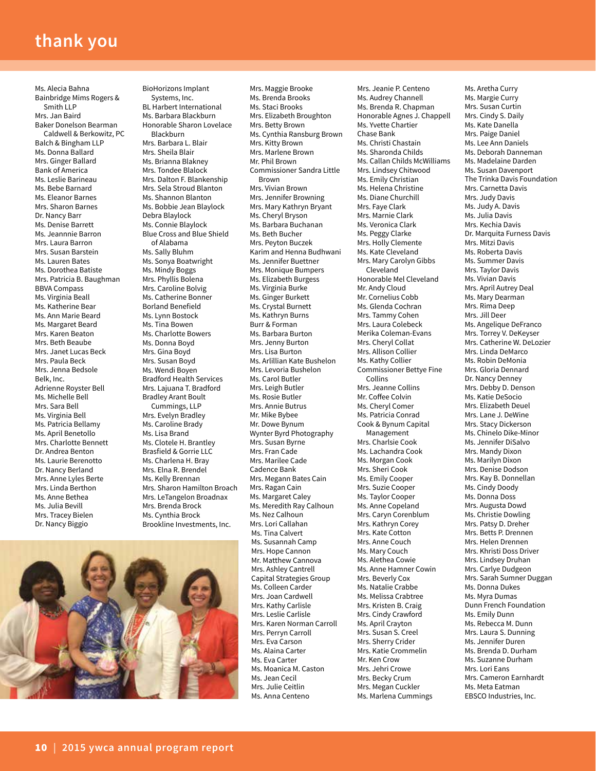# thank you

Ms. Alecia Bahna
Bainbridge Mims Rogers & Smith LLP
Mrs. Jan Baird
Baker Donelson Bearman Caldwell & Berkowitz, PC
Balch & Bingham LLP
Ms. Donna Ballard
Mrs. Ginger Ballard
Bank of America
Ms. Leslie Barineau
Ms. Bebe Barnard
Ms. Eleanor Barnes
Mrs. Sharon Barnes
Dr. Nancy Barr
Ms. Denise Barrett
Ms. Jeannnie Barron
Mrs. Laura Barron
Mrs. Susan Barstein
Ms. Lauren Bates
Ms. Dorothea Batiste
Mrs. Patricia B. Baughman
BBVA Compass
Ms. Virginia Beall
Ms. Katherine Bear
Ms. Ann Marie Beard
Ms. Margaret Beard
Mrs. Karen Beaton
Mrs. Beth Beaube
Mrs. Janet Lucas Beck
Mrs. Paula Beck
Mrs. Jenna Bedsole
Belk, Inc.
Adrienne Royster Bell
Ms. Michelle Bell
Mrs. Sara Bell
Ms. Virginia Bell
Ms. Patricia Bellamy
Ms. April Benetollo
Mrs. Charlotte Bennett
Dr. Andrea Benton
Ms. Laurie Berenotto
Dr. Nancy Berland
Mrs. Anne Lyles Berte
Mrs. Linda Berthon
Ms. Anne Bethea
Ms. Julia Bevill
Mrs. Tracey Bielen
Dr. Nancy Biggio
BioHorizons Implant Systems, Inc.
BL Harbert International
Ms. Barbara Blackburn
Honorable Sharon Lovelace Blackburn
Mrs. Barbara L. Blair
Mrs. Sheila Blair
Ms. Brianna Blakney
Mrs. Tondee Blalock
Mrs. Dalton F. Blankenship
Mrs. Sela Stroud Blanton
Ms. Shannon Blanton
Ms. Bobbie Jean Blaylock
Debra Blaylock
Ms. Connie Blaylock
Blue Cross and Blue Shield of Alabama
Ms. Sally Bluhm
Ms. Sonya Boatwright
Ms. Mindy Boggs
Mrs. Phyllis Bolena
Mrs. Caroline Bolvig
Ms. Catherine Bonner
Borland Benefield
Mrs. Lynn Bostock
Ms. Tina Bowen
Ms. Charlotte Bowers
Ms. Donna Boyd
Mrs. Gina Boyd
Mrs. Susan Boyd
Ms. Wendi Boyen
Bradford Health Services
Mrs. Lajuana T. Bradford
Bradley Arant Boult Cummings, LLP
Mrs. Evelyn Bradley
Ms. Caroline Brady
Ms. Lisa Brand
Ms. Clotele H. Brantley
Brasfield & Gorrie LLC
Ms. Charlena H. Bray
Mrs. Elna R. Brendel
Ms. Kelly Brennan
Mrs. Sharon Hamilton Broach
Mrs. LeTangelon Broadnax
Mrs. Brenda Brock
Ms. Cynthia Brock
Brookline Investments, Inc.
Mrs. Maggie Brooke
Ms. Brenda Brooks
Ms. Staci Brooks
Mrs. Elizabeth Broughton
Mrs. Betty Brown
Ms. Cynthia Ransburg Brown
Mrs. Kitty Brown
Mrs. Marlene Brown
Mr. Phil Brown
Commissioner Sandra Little Brown
Mrs. Vivian Brown
Mrs. Jennifer Browning
Mrs. Mary Kathryn Bryant
Ms. Cheryl Bryson
Ms. Barbara Buchanan
Ms. Beth Bucher
Mrs. Peyton Buczek
Karim and Henna Budhwani
Ms. Jennifer Buettner
Mrs. Monique Bumpers
Ms. Elizabeth Burgess
Ms. Virginia Burke
Ms. Ginger Burkett
Ms. Crystal Burnett
Ms. Kathryn Burns
Burr & Forman
Ms. Barbara Burton
Mrs. Jenny Burton
Mrs. Lisa Burton
Ms. Arlillian Kate Bushelon
Mrs. Levoria Bushelon
Ms. Carol Butler
Mrs. Leigh Butler
Ms. Rosie Butler
Mrs. Annie Butrus
Mr. Mike Bybee
Mr. Dowe Bynum
Wynter Byrd Photography
Mrs. Susan Byrne
Mrs. Fran Cade
Ms. Marilee Cade
Cadence Bank
Mrs. Megann Bates Cain
Mrs. Ragan Cain
Ms. Margaret Caley
Ms. Meredith Ray Calhoun
Ms. Nez Calhoun
Mrs. Lori Callahan
Ms. Tina Calvert
Ms. Susannah Camp
Mrs. Hope Cannon
Mr. Matthew Cannova
Mrs. Ashley Cantrell
Capital Strategies Group
Ms. Colleen Carder
Mrs. Joan Cardwell
Mrs. Kathy Carlisle
Mrs. Leslie Carlisle
Mrs. Karen Norman Carroll
Mrs. Perryn Carroll
Mrs. Eva Carson
Ms. Alaina Carter
Ms. Eva Carter
Ms. Moanica M. Caston
Ms. Jean Cecil
Mrs. Julie Ceitlin
Ms. Anna Centeno
Mrs. Jeanie P. Centeno
Ms. Audrey Channell
Ms. Brenda R. Chapman
Honorable Agnes J. Chappell
Ms. Yvette Chartier
Chase Bank
Ms. Christi Chastain
Ms. Sharonda Childs
Ms. Callan Childs McWilliams
Mrs. Lindsey Chitwood
Ms. Emily Christian
Ms. Helena Christine
Ms. Diane Churchill
Mrs. Faye Clark
Mrs. Marnie Clark
Ms. Veronica Clark
Ms. Peggy Clarke
Mrs. Holly Clemente
Ms. Kate Cleveland
Mrs. Mary Carolyn Gibbs Cleveland
Honorable Mel Cleveland
Mr. Andy Cloud
Mr. Cornelius Cobb
Ms. Glenda Cochran
Mrs. Tammy Cohen
Mrs. Laura Colebeck
Merika Coleman-Evans
Mrs. Cheryl Collat
Mrs. Allison Collier
Ms. Kathy Collier
Commissioner Bettye Fine Collins
Mrs. Jeanne Collins
Mr. Coffee Colvin
Ms. Cheryl Comer
Ms. Patricia Conrad
Cook & Bynum Capital Management
Mrs. Charlsie Cook
Ms. Lachandra Cook
Ms. Morgan Cook
Mrs. Sheri Cook
Ms. Emily Cooper
Mrs. Suzie Cooper
Ms. Taylor Cooper
Ms. Anne Copeland
Mrs. Caryn Corenblum
Mrs. Kathryn Corey
Mrs. Kate Cotton
Mrs. Anne Couch
Ms. Mary Couch
Ms. Alethea Cowie
Ms. Anne Hamner Cowin
Mrs. Beverly Cox
Ms. Natalie Crabbe
Ms. Melissa Crabtree
Mrs. Kristen B. Craig
Mrs. Cindy Crawford
Ms. April Crayton
Mrs. Susan S. Creel
Mrs. Sherry Crider
Mrs. Katie Crommelin
Mr. Ken Crow
Mrs. Jehri Crowe
Mrs. Becky Crum
Mrs. Megan Cuckler
Ms. Marlena Cummings
Ms. Aretha Curry
Ms. Margie Curry
Mrs. Susan Curtin
Mrs. Cindy S. Daily
Ms. Kate Danella
Mrs. Paige Daniel
Ms. Lee Ann Daniels
Ms. Deborah Danneman
Ms. Madelaine Darden
Ms. Susan Davenport
The Trinka Davis Foundation
Mrs. Carnetta Davis
Mrs. Judy Davis
Ms. Judy A. Davis
Ms. Julia Davis
Mrs. Kechia Davis
Dr. Marquita Furness Davis
Mrs. Mitzi Davis
Ms. Roberta Davis
Ms. Summer Davis
Mrs. Taylor Davis
Ms. Vivian Davis
Mrs. April Autrey Deal
Ms. Mary Dearman
Mrs. Rima Deep
Mrs. Jill Deer
Ms. Angelique DeFranco
Mrs. Torrey V. DeKeyser
Mrs. Catherine W. DeLozier
Mrs. Linda DeMarco
Ms. Robin DeMonia
Mrs. Gloria Dennard
Dr. Nancy Denney
Mrs. Debby D. Denson
Ms. Katie DeSocio
Mrs. Elizabeth Deuel
Mrs. Lane J. DeWine
Mrs. Stacy Dickerson
Ms. Chinelo Dike-Minor
Ms. Jennifer DiSalvo
Mrs. Mandy Dixon
Ms. Marilyn Dixon
Mrs. Denise Dodson
Mrs. Kay B. Donnellan
Ms. Cindy Doody
Ms. Donna Doss
Mrs. Augusta Dowd
Ms. Christie Dowling
Mrs. Patsy D. Dreher
Mrs. Betts P. Drennen
Mrs. Helen Drennen
Mrs. Khristi Doss Driver
Mrs. Lindsey Druhan
Mrs. Carlye Dudgeon
Mrs. Sarah Sumner Duggan
Ms. Donna Dukes
Ms. Myra Dumas
Dunn French Foundation
Ms. Emily Dunn
Ms. Rebecca M. Dunn
Mrs. Laura S. Dunning
Ms. Jennifer Duren
Ms. Brenda D. Durham
Ms. Suzanne Durham
Mrs. Lori Eans
Mrs. Cameron Earnhardt
Ms. Meta Eatman
EBSCO Industries, Inc.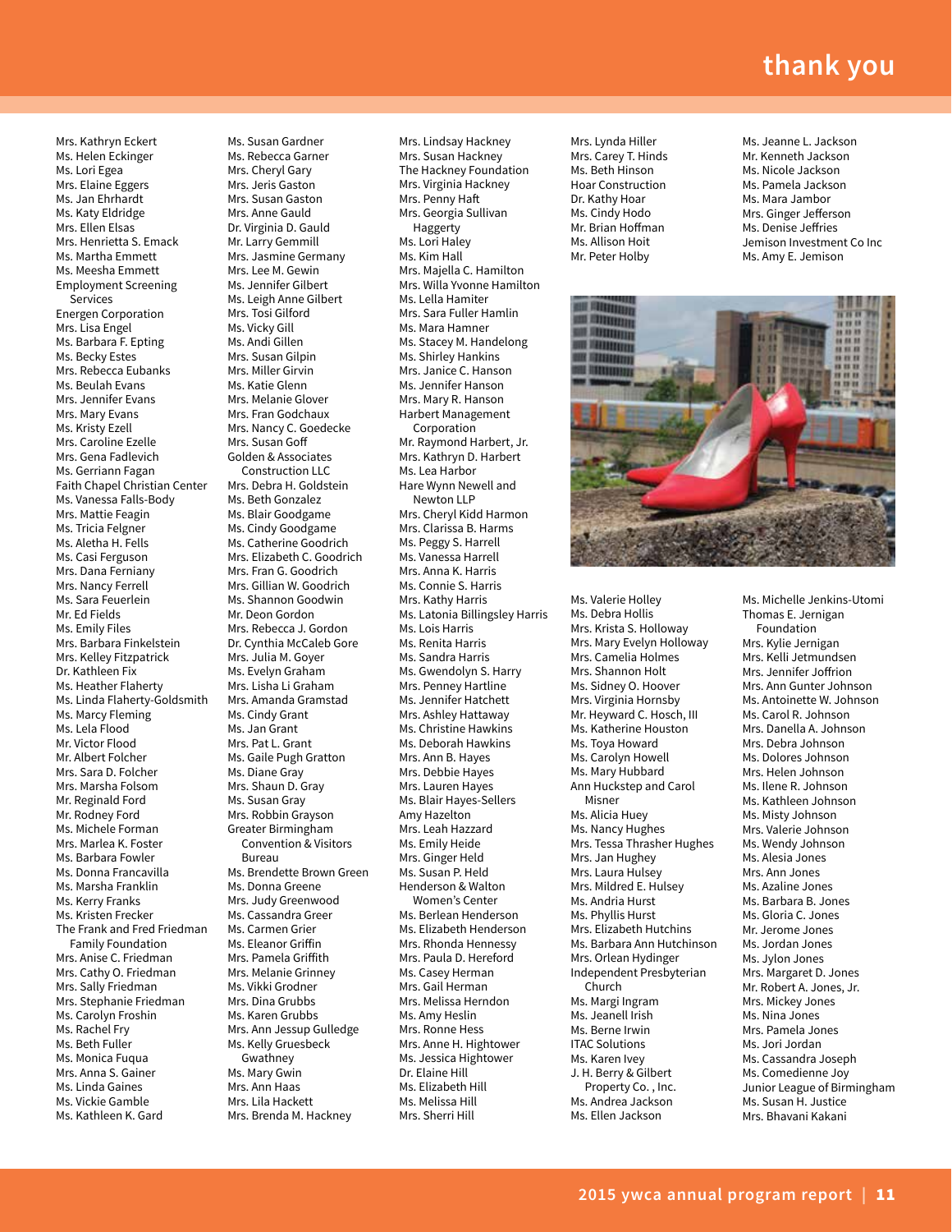# thank you

Mrs. Kathryn Eckert
Ms. Helen Eckinger
Ms. Lori Egea
Mrs. Elaine Eggers
Ms. Jan Ehrhardt
Ms. Katy Eldridge
Mrs. Ellen Elsas
Mrs. Henrietta S. Emack
Ms. Martha Emmett
Ms. Meesha Emmett
Employment Screening Services
Energen Corporation
Mrs. Lisa Engel
Ms. Barbara F. Epting
Ms. Becky Estes
Mrs. Rebecca Eubanks
Ms. Beulah Evans
Mrs. Jennifer Evans
Mrs. Mary Evans
Ms. Kristy Ezell
Mrs. Caroline Ezelle
Mrs. Gena Fadlevich
Ms. Gerriann Fagan
Faith Chapel Christian Center
Ms. Vanessa Falls-Body
Mrs. Mattie Feagin
Ms. Tricia Felgner
Ms. Aletha H. Fells
Ms. Casi Ferguson
Mrs. Dana Ferniany
Mrs. Nancy Ferrell
Ms. Sara Feuerlein
Mr. Ed Fields
Ms. Emily Files
Mrs. Barbara Finkelstein
Mrs. Kelley Fitzpatrick
Dr. Kathleen Fix
Ms. Heather Flaherty
Ms. Linda Flaherty-Goldsmith
Ms. Marcy Fleming
Ms. Lela Flood
Mr. Victor Flood
Mr. Albert Folcher
Mrs. Sara D. Folcher
Mrs. Marsha Folsom
Mr. Reginald Ford
Mr. Rodney Ford
Ms. Michele Forman
Mrs. Marlea K. Foster
Ms. Barbara Fowler
Ms. Donna Francavilla
Ms. Marsha Franklin
Ms. Kerry Franks
Ms. Kristen Frecker
The Frank and Fred Friedman Family Foundation
Mrs. Anise C. Friedman
Mrs. Cathy O. Friedman
Mrs. Sally Friedman
Mrs. Stephanie Friedman
Ms. Carolyn Froshin
Ms. Rachel Fry
Ms. Beth Fuller
Ms. Monica Fuqua
Mrs. Anna S. Gainer
Ms. Linda Gaines
Ms. Vickie Gamble
Ms. Kathleen K. Gard

Ms. Susan Gardner
Ms. Rebecca Garner
Mrs. Cheryl Gary
Mrs. Jeris Gaston
Mrs. Susan Gaston
Mrs. Anne Gauld
Dr. Virginia D. Gauld
Mr. Larry Gemmill
Mrs. Jasmine Germany
Mrs. Lee M. Gewin
Ms. Jennifer Gilbert
Ms. Leigh Anne Gilbert
Mrs. Tosi Gilford
Ms. Vicky Gill
Ms. Andi Gillen
Mrs. Susan Gilpin
Mrs. Miller Girvin
Ms. Katie Glenn
Mrs. Melanie Glover
Mrs. Fran Godchaux
Mrs. Nancy C. Goedecke
Mrs. Susan Goff
Golden & Associates Construction LLC
Mrs. Debra H. Goldstein
Ms. Beth Gonzalez
Ms. Blair Goodgame
Ms. Cindy Goodgame
Ms. Catherine Goodrich
Mrs. Elizabeth C. Goodrich
Mrs. Fran G. Goodrich
Mrs. Gillian W. Goodrich
Ms. Shannon Goodwin
Mr. Deon Gordon
Mrs. Rebecca J. Gordon
Dr. Cynthia McCaleb Gore
Mrs. Julia M. Goyer
Ms. Evelyn Graham
Mrs. Lisha Li Graham
Mrs. Amanda Gramstad
Ms. Cindy Grant
Ms. Jan Grant
Mrs. Pat L. Grant
Ms. Gaile Pugh Gratton
Ms. Diane Gray
Mrs. Shaun D. Gray
Ms. Susan Gray
Mrs. Robbin Grayson
Greater Birmingham Convention & Visitors Bureau
Ms. Brendette Brown Green
Ms. Donna Greene
Mrs. Judy Greenwood
Ms. Cassandra Greer
Ms. Carmen Grier
Ms. Eleanor Griffin
Mrs. Pamela Griffith
Mrs. Melanie Grinney
Ms. Vikki Grodner
Mrs. Dina Grubbs
Ms. Karen Grubbs
Mrs. Ann Jessup Gulledge
Ms. Kelly Gruesbeck Gwathney
Ms. Mary Gwin
Mrs. Ann Haas
Mrs. Lila Hackett
Mrs. Brenda M. Hackney

Mrs. Lindsay Hackney
Mrs. Susan Hackney
The Hackney Foundation
Mrs. Virginia Hackney
Mrs. Penny Haft
Mrs. Georgia Sullivan Haggerty
Ms. Lori Haley
Ms. Kim Hall
Mrs. Majella C. Hamilton
Mrs. Willa Yvonne Hamilton
Ms. Lella Hamiter
Mrs. Sara Fuller Hamlin
Ms. Mara Hamner
Ms. Stacey M. Handelong
Ms. Shirley Hankins
Mrs. Janice C. Hanson
Ms. Jennifer Hanson
Mrs. Mary R. Hanson
Harbert Management Corporation
Mr. Raymond Harbert, Jr.
Mrs. Kathryn D. Harbert
Ms. Lea Harbor
Hare Wynn Newell and Newton LLP
Mrs. Cheryl Kidd Harmon
Mrs. Clarissa B. Harms
Ms. Peggy S. Harrell
Ms. Vanessa Harrell
Mrs. Anna K. Harris
Ms. Connie S. Harris
Mrs. Kathy Harris
Ms. Latonia Billingsley Harris
Ms. Lois Harris
Ms. Renita Harris
Ms. Sandra Harris
Ms. Gwendolyn S. Harry
Mrs. Penney Hartline
Ms. Jennifer Hatchett
Mrs. Ashley Hattaway
Ms. Christine Hawkins
Ms. Deborah Hawkins
Mrs. Ann B. Hayes
Mrs. Debbie Hayes
Mrs. Lauren Hayes
Ms. Blair Hayes-Sellers
Amy Hazelton
Mrs. Leah Hazzard
Ms. Emily Heide
Mrs. Ginger Held
Ms. Susan P. Held
Henderson & Walton Women's Center
Ms. Berlean Henderson
Ms. Elizabeth Henderson
Mrs. Rhonda Hennessy
Mrs. Paula D. Hereford
Ms. Casey Herman
Mrs. Gail Herman
Mrs. Melissa Herndon
Ms. Amy Heslin
Mrs. Ronne Hess
Mrs. Anne H. Hightower
Ms. Jessica Hightower
Dr. Elaine Hill
Ms. Elizabeth Hill
Ms. Melissa Hill
Mrs. Sherri Hill

Mrs. Lynda Hiller
Mrs. Carey T. Hinds
Ms. Beth Hinson
Hoar Construction
Dr. Kathy Hoar
Ms. Cindy Hodo
Mr. Brian Hoffman
Ms. Allison Hoit
Mr. Peter Holby
Ms. Valerie Holley
Ms. Debra Hollis
Mrs. Krista S. Holloway
Mrs. Mary Evelyn Holloway
Mrs. Camelia Holmes
Mrs. Shannon Holt
Ms. Sidney O. Hoover
Mrs. Virginia Hornsby
Mr. Heyward C. Hosch, III
Ms. Katherine Houston
Ms. Toya Howard
Ms. Carolyn Howell
Ms. Mary Hubbard
Ann Huckstep and Carol Misner
Ms. Alicia Huey
Ms. Nancy Hughes
Mrs. Tessa Thrasher Hughes
Mrs. Jan Hughey
Mrs. Laura Hulsey
Mrs. Mildred E. Hulsey
Ms. Andria Hurst
Ms. Phyllis Hurst
Mrs. Elizabeth Hutchins
Ms. Barbara Ann Hutchinson
Mrs. Orlean Hydinger
Independent Presbyterian Church
Ms. Margi Ingram
Ms. Jeanell Irish
Ms. Berne Irwin
ITAC Solutions
Ms. Karen Ivey
J. H. Berry & Gilbert Property Co. , Inc.
Ms. Andrea Jackson
Ms. Ellen Jackson

Ms. Jeanne L. Jackson
Mr. Kenneth Jackson
Ms. Nicole Jackson
Ms. Pamela Jackson
Ms. Mara Jambor
Mrs. Ginger Jefferson
Ms. Denise Jeffries
Jemison Investment Co Inc
Ms. Amy E. Jemison
Ms. Michelle Jenkins-Utomi
Thomas E. Jernigan Foundation
Mrs. Kylie Jernigan
Mrs. Kelli Jetmundsen
Mrs. Jennifer Joffrion
Mrs. Ann Gunter Johnson
Ms. Antoinette W. Johnson
Ms. Carol R. Johnson
Mrs. Danella A. Johnson
Ms. Debra Johnson
Ms. Dolores Johnson
Mrs. Helen Johnson
Ms. Ilene R. Johnson
Ms. Kathleen Johnson
Ms. Misty Johnson
Mrs. Valerie Johnson
Ms. Wendy Johnson
Ms. Alesia Jones
Mrs. Ann Jones
Ms. Azaline Jones
Ms. Barbara B. Jones
Ms. Gloria C. Jones
Mr. Jerome Jones
Ms. Jordan Jones
Ms. Jylon Jones
Mrs. Margaret D. Jones
Mr. Robert A. Jones, Jr.
Mrs. Mickey Jones
Ms. Nina Jones
Mrs. Pamela Jones
Ms. Jori Jordan
Ms. Cassandra Joseph
Ms. Comedienne Joy
Junior League of Birmingham
Ms. Susan H. Justice
Mrs. Bhavani Kakani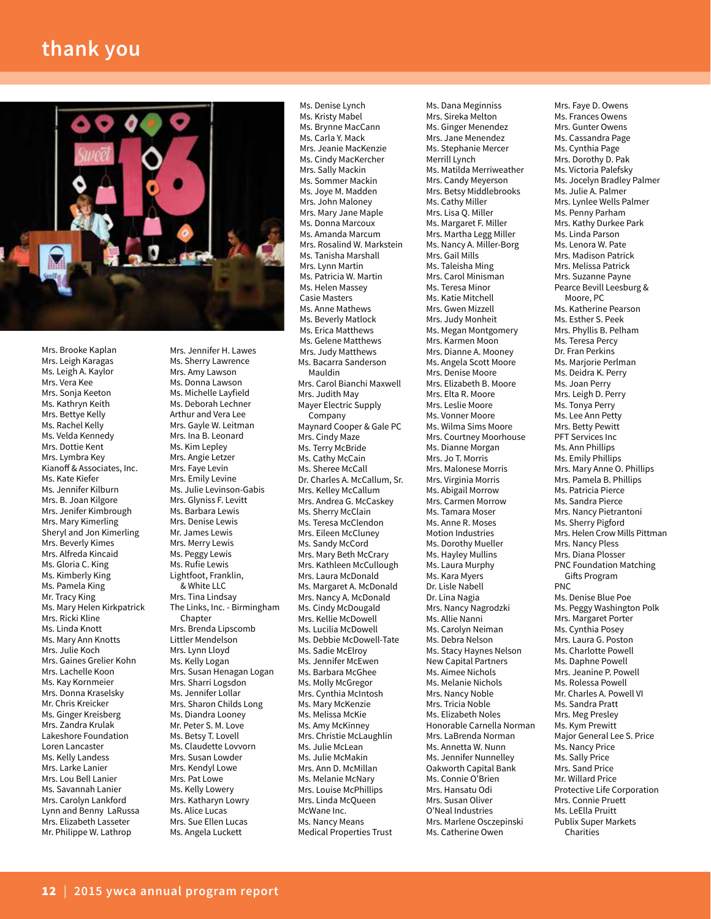# thank you

Mrs. Brooke Kaplan
Mrs. Leigh Karagas
Ms. Leigh A. Kaylor
Mrs. Vera Kee
Mrs. Sonja Keeton
Ms. Kathryn Keith
Mrs. Bettye Kelly
Ms. Rachel Kelly
Ms. Velda Kennedy
Mrs. Dottie Kent
Mrs. Lymbra Key
Kianoff & Associates, Inc.
Ms. Kate Kiefer
Ms. Jennifer Kilburn
Mrs. B. Joan Kilgore
Mrs. Jenifer Kimbrough
Mrs. Mary Kimerling
Sheryl and Jon Kimerling
Mrs. Beverly Kimes
Mrs. Alfreda Kincaid
Ms. Gloria C. King
Ms. Kimberly King
Ms. Pamela King
Mr. Tracy King
Ms. Mary Helen Kirkpatrick
Mrs. Ricki Kline
Ms. Linda Knott
Ms. Mary Ann Knotts
Mrs. Julie Koch
Mrs. Gaines Grelier Kohn
Mrs. Lachelle Koon
Ms. Kay Kornmeier
Mrs. Donna Kraselsky
Mr. Chris Kreicker
Ms. Ginger Kreisberg
Mrs. Zandra Krulak
Lakeshore Foundation
Loren Lancaster
Ms. Kelly Landess
Mrs. Larke Lanier
Mrs. Lou Bell Lanier
Ms. Savannah Lanier
Mrs. Carolyn Lankford
Lynn and Benny LaRussa
Mrs. Elizabeth Lasseter
Mr. Philippe W. Lathrop
Mrs. Jennifer H. Lawes
Ms. Sherry Lawrence
Mrs. Amy Lawson
Ms. Donna Lawson
Ms. Michelle Layfield
Ms. Deborah Lechner
Arthur and Vera Lee
Mrs. Gayle W. Leitman
Mrs. Ina B. Leonard
Ms. Kim Lepley
Mrs. Angie Letzer
Mrs. Faye Levin
Mrs. Emily Levine
Ms. Julie Levinson-Gabis
Mrs. Glyniss F. Levitt
Ms. Barbara Lewis
Mrs. Denise Lewis
Mr. James Lewis
Mrs. Merry Lewis
Ms. Peggy Lewis
Ms. Rufie Lewis
Lightfoot, Franklin, & White LLC
Mrs. Tina Lindsay
The Links, Inc. - Birmingham Chapter
Mrs. Brenda Lipscomb
Littler Mendelson
Mrs. Lynn Lloyd
Ms. Kelly Logan
Mrs. Susan Henagan Logan
Mrs. Sharri Logsdon
Ms. Jennifer Lollar
Mrs. Sharon Childs Long
Ms. Diandra Looney
Mr. Peter S. M. Love
Ms. Betsy T. Lovell
Ms. Claudette Lovvorn
Mrs. Susan Lowder
Mrs. Kendyl Lowe
Mrs. Pat Lowe
Ms. Kelly Lowery
Mrs. Katharyn Lowry
Ms. Alice Lucas
Mrs. Sue Ellen Lucas
Ms. Angela Luckett
Ms. Denise Lynch
Ms. Kristy Mabel
Ms. Brynne MacCann
Ms. Carla Y. Mack
Mrs. Jeanie MacKenzie
Ms. Cindy MacKercher
Mrs. Sally Mackin
Ms. Sommer Mackin
Ms. Joye M. Madden
Mrs. John Maloney
Mrs. Mary Jane Maple
Ms. Donna Marcoux
Ms. Amanda Marcum
Mrs. Rosalind W. Markstein
Ms. Tanisha Marshall
Mrs. Lynn Martin
Ms. Patricia W. Martin
Ms. Helen Massey
Casie Masters
Ms. Anne Mathews
Ms. Beverly Matlock
Ms. Erica Matthews
Ms. Gelene Matthews
Mrs. Judy Matthews
Ms. Bacarra Sanderson Mauldin
Mrs. Carol Bianchi Maxwell
Ms. Judith May
Mayer Electric Supply Company
Maynard Cooper & Gale PC
Mrs. Cindy Maze
Ms. Terry McBride
Ms. Cathy McCain
Ms. Sheree McCall
Dr. Charles A. McCallum, Sr.
Mrs. Kelley McCallum
Mrs. Andrea G. McCaskey
Ms. Sherry McClain
Ms. Teresa McClendon
Mrs. Eileen McCluney
Ms. Sandy McCord
Mrs. Mary Beth McCrary
Mrs. Kathleen McCullough
Mrs. Laura McDonald
Ms. Margaret A. McDonald
Mrs. Nancy A. McDonald
Ms. Cindy McDougald
Mrs. Kellie McDowell
Ms. Lucilia McDowell
Mrs. Debbie McDowell-Tate
Ms. Sadie McElroy
Ms. Jennifer McEwen
Ms. Barbara McGhee
Ms. Molly McGregor
Mrs. Cynthia McIntosh
Ms. Mary McKenzie
Ms. Melissa McKie
Ms. Amy McKinney
Mrs. Christie McLaughlin
Ms. Julie McLean
Ms. Julie McMakin
Mrs. Ann D. McMillan
Ms. Melanie McNary
Mrs. Louise McPhillips
Mrs. Linda McQueen
McWane Inc.
Ms. Nancy Means
Medical Properties Trust
Ms. Dana Meginniss
Mrs. Sireka Melton
Ms. Ginger Menendez
Mrs. Jane Menendez
Ms. Stephanie Mercer
Merrill Lynch
Ms. Matilda Merriweather
Mrs. Candy Meyerson
Mrs. Betsy Middlebrooks
Ms. Cathy Miller
Mrs. Lisa Q. Miller
Ms. Margaret F. Miller
Mrs. Martha Legg Miller
Ms. Nancy A. Miller-Borg
Mrs. Gail Mills
Ms. Taleisha Ming
Mrs. Carol Minisman
Ms. Teresa Minor
Ms. Katie Mitchell
Mrs. Gwen Mizzell
Mrs. Judy Monheit
Ms. Megan Montgomery
Mrs. Karmen Moon
Mrs. Dianne A. Mooney
Ms. Angela Scott Moore
Mrs. Denise Moore
Mrs. Elizabeth B. Moore
Mrs. Elta R. Moore
Mrs. Leslie Moore
Ms. Vonner Moore
Ms. Wilma Sims Moore
Mrs. Courtney Moorhouse
Ms. Dianne Morgan
Mrs. Jo T. Morris
Mrs. Malonese Morris
Mrs. Virginia Morris
Ms. Abigail Morrow
Mrs. Carmen Morrow
Ms. Tamara Moser
Ms. Anne R. Moses
Motion Industries
Ms. Dorothy Mueller
Ms. Hayley Mullins
Ms. Laura Murphy
Ms. Kara Myers
Dr. Lisle Nabell
Dr. Lina Nagia
Mrs. Nancy Nagrodzki
Ms. Allie Nanni
Ms. Carolyn Neiman
Ms. Debra Nelson
Ms. Stacy Haynes Nelson
New Capital Partners
Ms. Aimee Nichols
Ms. Melanie Nichols
Mrs. Nancy Noble
Mrs. Tricia Noble
Ms. Elizabeth Noles
Honorable Carnella Norman
Mrs. LaBrenda Norman
Ms. Annetta W. Nunn
Ms. Jennifer Nunnelley
Oakworth Capital Bank
Ms. Connie O'Brien
Mrs. Hansatu Odi
Mrs. Susan Oliver
O'Neal Industries
Mrs. Marlene Osczepinski
Ms. Catherine Owen
Mrs. Faye D. Owens
Ms. Frances Owens
Mrs. Gunter Owens
Ms. Cassandra Page
Ms. Cynthia Page
Mrs. Dorothy D. Pak
Ms. Victoria Palefsky
Ms. Jocelyn Bradley Palmer
Ms. Julie A. Palmer
Mrs. Lynlee Wells Palmer
Ms. Penny Parham
Mrs. Kathy Durkee Park
Ms. Linda Parson
Ms. Lenora W. Pate
Mrs. Madison Patrick
Mrs. Melissa Patrick
Mrs. Suzanne Payne
Pearce Bevill Leesburg & Moore, PC
Ms. Katherine Pearson
Ms. Esther S. Peek
Mrs. Phyllis B. Pelham
Ms. Teresa Percy
Dr. Fran Perkins
Ms. Marjorie Perlman
Ms. Deidra K. Perry
Ms. Joan Perry
Mrs. Leigh D. Perry
Ms. Tonya Perry
Ms. Lee Ann Petty
Mrs. Betty Pewitt
PFT Services Inc
Ms. Ann Phillips
Ms. Emily Phillips
Mrs. Mary Anne O. Phillips
Mrs. Pamela B. Phillips
Ms. Patricia Pierce
Ms. Sandra Pierce
Mrs. Nancy Pietrantoni
Ms. Sherry Pigford
Mrs. Helen Crow Mills Pittman
Mrs. Nancy Pless
Mrs. Diana Plosser
PNC Foundation Matching Gifts Program
PNC
Ms. Denise Blue Poe
Ms. Peggy Washington Polk
Mrs. Margaret Porter
Ms. Cynthia Posey
Mrs. Laura G. Poston
Ms. Charlotte Powell
Ms. Daphne Powell
Mrs. Jeanine P. Powell
Ms. Rolessa Powell
Mr. Charles A. Powell VI
Ms. Sandra Pratt
Mrs. Meg Presley
Ms. Kym Prewitt
Major General Lee S. Price
Ms. Nancy Price
Ms. Sally Price
Mrs. Sand Price
Mr. Willard Price
Protective Life Corporation
Mrs. Connie Pruett
Ms. LeElla Pruitt
Publix Super Markets Charities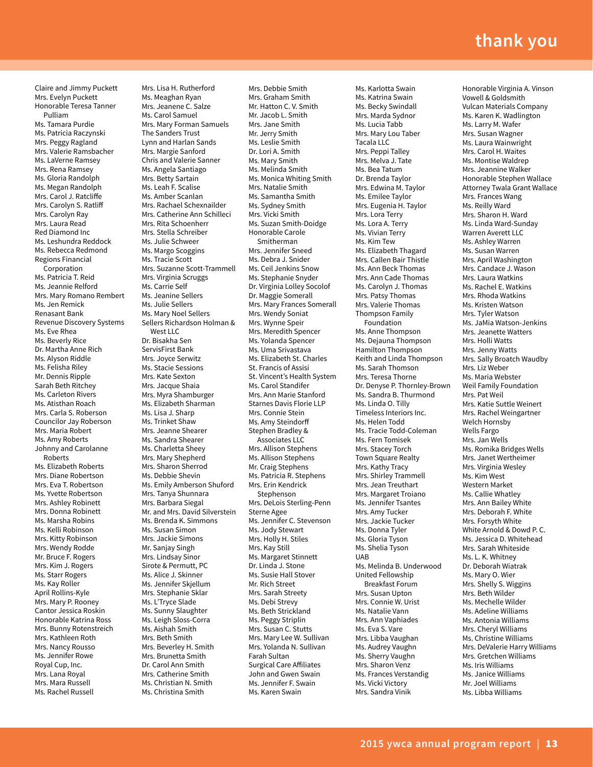# thank you

Claire and Jimmy Puckett
Mrs. Evelyn Puckett
Honorable Teresa Tanner Pulliam
Ms. Tamara Purdie
Ms. Patricia Raczynski
Mrs. Peggy Ragland
Mrs. Valerie Ramsbacher
Ms. LaVerne Ramsey
Mrs. Rena Ramsey
Ms. Gloria Randolph
Ms. Megan Randolph
Mrs. Carol J. Ratcliffe
Mrs. Carolyn S. Ratliff
Mrs. Carolyn Ray
Mrs. Laura Read
Red Diamond Inc
Ms. Leshundra Reddock
Ms. Rebecca Redmond
Regions Financial Corporation
Ms. Patricia T. Reid
Ms. Jeannie Relford
Mrs. Mary Romano Rembert
Ms. Jen Remick
Renasant Bank
Revenue Discovery Systems
Ms. Eve Rhea
Ms. Beverly Rice
Dr. Martha Anne Rich
Ms. Alyson Riddle
Ms. Felisha Riley
Mr. Dennis Ripple
Sarah Beth Ritchey
Ms. Carleton Rivers
Ms. Atisthan Roach
Mrs. Carla S. Roberson
Councilor Jay Roberson
Mrs. Maria Robert
Ms. Amy Roberts
Johnny and Carolanne Roberts
Ms. Elizabeth Roberts
Mrs. Diane Robertson
Mrs. Eva T. Robertson
Ms. Yvette Robertson
Mrs. Ashley Robinett
Mrs. Donna Robinett
Ms. Marsha Robins
Ms. Kelli Robinson
Mrs. Kitty Robinson
Mrs. Wendy Rodde
Mr. Bruce F. Rogers
Mrs. Kim J. Rogers
Ms. Starr Rogers
Ms. Kay Roller
April Rollins-Kyle
Mrs. Mary P. Rooney
Cantor Jessica Roskin
Honorable Katrina Ross
Mrs. Bunny Rotenstreich
Mrs. Kathleen Roth
Mrs. Nancy Rousso
Ms. Jennifer Rowe
Royal Cup, Inc.
Mrs. Lana Royal
Mrs. Mara Russell
Ms. Rachel Russell
Mrs. Lisa H. Rutherford
Ms. Meaghan Ryan
Mrs. Jeanene C. Salze
Ms. Carol Samuel
Mrs. Mary Forman Samuels
The Sanders Trust
Lynn and Harlan Sands
Mrs. Margie Sanford
Chris and Valerie Sanner
Ms. Angela Santiago
Mrs. Betty Sartain
Ms. Leah F. Scalise
Ms. Amber Scanlan
Mrs. Rachael Schexnailder
Mrs. Catherine Ann Schilleci
Mrs. Rita Schoenherr
Mrs. Stella Schreiber
Ms. Julie Schweer
Ms. Margo Scoggins
Ms. Tracie Scott
Mrs. Suzanne Scott-Trammell
Mrs. Virginia Scruggs
Ms. Carrie Self
Ms. Jeanine Sellers
Ms. Julie Sellers
Ms. Mary Noel Sellers
Sellers Richardson Holman & West LLC
Dr. Bisakha Sen
ServisFirst Bank
Mrs. Joyce Serwitz
Ms. Stacie Sessions
Mrs. Kate Sexton
Mrs. Jacque Shaia
Mrs. Myra Shamburger
Ms. Elizabeth Sharman
Ms. Lisa J. Sharp
Ms. Trinket Shaw
Mrs. Jeanne Shearer
Ms. Sandra Shearer
Ms. Charletta Sheey
Mrs. Mary Shepherd
Mrs. Sharon Sherrod
Ms. Debbie Shivers
Ms. Emily Amberson Shuford
Mrs. Tanya Shunnara
Mrs. Barbara Siegal
Mr. and Mrs. David Silverstein
Ms. Brenda K. Simmons
Ms. Susan Simon
Mrs. Jackie Simons
Mr. Sanjay Singh
Mrs. Lindsay Sinor
Sirote & Permutt, PC
Ms. Alice J. Skinner
Ms. Jennifer Skjellum
Mrs. Stephanie Sklar
Ms. L'Tryce Slade
Mrs. Sunny Slaughter
Ms. Leigh Sloss-Corra
Ms. Aishah Smith
Mrs. Beth Smith
Mrs. Beverley H. Smith
Mrs. Brunetta Smith
Dr. Carol Ann Smith
Mrs. Catherine Smith
Ms. Christian N. Smith
Ms. Christina Smith
Mrs. Debbie Smith
Mrs. Graham Smith
Mr. Hatton C. V. Smith
Mr. Jacob L. Smith
Mrs. Jane Smith
Mr. Jerry Smith
Ms. Leslie Smith
Dr. Lori A. Smith
Ms. Mary Smith
Ms. Melinda Smith
Ms. Monica Whiting Smith
Mrs. Natalie Smith
Ms. Samantha Smith
Mrs. Sydney Smith
Mrs. Vicki Smith
Ms. Suzan Smith-Doidge
Honorable Carole Smitherman
Mrs. Jennifer Sneed
Ms. Debra J. Snider
Ms. Ceil Jenkins Snow
Ms. Stephanie Snyder
Dr. Virginia Lolley Socolof
Dr. Maggie Somerall
Mrs. Mary Frances Somerall
Mrs. Wendy Soniat
Mrs. Wynne Speir
Mrs. Meredith Spencer
Ms. Yolanda Spencer
Ms. Uma Srivastava
Ms. Elizabeth St. Charles
St. Francis of Assisi
St. Vincent's Health System
Ms. Carol Standifer
Mrs. Ann Marie Stanford
Starnes Davis Florie LLP
Mrs. Connie Stein
Ms. Amy Steindorff
Stephen Bradley & Associates LLC
Mrs. Allison Stephens
Ms. Allison Stephens
Mr. Craig Stephens
Ms. Patricia R. Stephens
Mrs. Erin Kendrick Stephenson
Mrs. DeLois Sterling-Penn
Sterne Agee
Ms. Jennifer C. Stevenson
Ms. Jody Stewart
Mrs. Holly H. Stiles
Ms. Kay Still
Ms. Margaret Stinnett
Dr. Linda J. Stone
Ms. Susie Hall Stover
Mr. Rich Street
Mrs. Sarah Streety
Ms. Debi Strevy
Ms. Beth Strickland
Ms. Peggy Striplin
Mrs. Susan C. Stutts
Mrs. Mary Lee W. Sullivan
Mrs. Yolanda N. Sullivan
Farah Sultan
Surgical Care Affiliates
John and Gwen Swain
Ms. Jennifer F. Swain
Ms. Karen Swain
Ms. Karlotta Swain
Ms. Katrina Swain
Ms. Becky Swindall
Mrs. Marda Sydnor
Ms. Lucia Tabb
Mrs. Mary Lou Taber
Tacala LLC
Mrs. Peppi Talley
Mrs. Melva J. Tate
Ms. Bea Tatum
Dr. Brenda Taylor
Mrs. Edwina M. Taylor
Ms. Emilee Taylor
Mrs. Eugenia H. Taylor
Mrs. Lora Terry
Ms. Lora A. Terry
Ms. Vivian Terry
Ms. Kim Tew
Ms. Elizabeth Thagard
Mrs. Callen Bair Thistle
Ms. Ann Beck Thomas
Mrs. Ann Cade Thomas
Ms. Carolyn J. Thomas
Mrs. Patsy Thomas
Mrs. Valerie Thomas
Thompson Family Foundation
Ms. Anne Thompson
Ms. Dejauna Thompson
Hamilton Thompson
Keith and Linda Thompson
Ms. Sarah Thomson
Mrs. Teresa Thorne
Dr. Denyse P. Thornley-Brown
Ms. Sandra B. Thurmond
Ms. Linda O. Tilly
Timeless Interiors Inc.
Ms. Helen Todd
Ms. Tracie Todd-Coleman
Ms. Fern Tomisek
Mrs. Stacey Torch
Town Square Realty
Mrs. Kathy Tracy
Mrs. Shirley Trammell
Mrs. Jean Treuthart
Mrs. Margaret Troiano
Ms. Jennifer Tsantes
Mrs. Amy Tucker
Mrs. Jackie Tucker
Ms. Donna Tyler
Ms. Gloria Tyson
Ms. Shelia Tyson
UAB
Ms. Melinda B. Underwood
United Fellowship Breakfast Forum
Mrs. Susan Upton
Mrs. Connie W. Urist
Ms. Natalie Vann
Mrs. Ann Vaphiades
Ms. Eva S. Vare
Mrs. Libba Vaughan
Ms. Audrey Vaughn
Ms. Sherry Vaughn
Mrs. Sharon Venz
Ms. Frances Verstandig
Ms. Vicki Victory
Mrs. Sandra Vinik
Honorable Virginia A. Vinson
Vowell & Goldsmith
Vulcan Materials Company
Ms. Karen K. Wadlington
Ms. Larry M. Wafer
Mrs. Susan Wagner
Ms. Laura Wainwright
Mrs. Carol H. Waites
Ms. Montise Waldrep
Mrs. Jeannine Walker
Honorable Stephen Wallace
Attorney Twala Grant Wallace
Mrs. Frances Wang
Ms. Reilly Ward
Mrs. Sharon H. Ward
Ms. Linda Ward-Sunday
Warren Averett LLC
Ms. Ashley Warren
Ms. Susan Warren
Mrs. April Washington
Mrs. Candace J. Wason
Mrs. Laura Watkins
Ms. Rachel E. Watkins
Mrs. Rhoda Watkins
Ms. Kristen Watson
Mrs. Tyler Watson
Ms. JaMia Watson-Jenkins
Mrs. Jeanette Watters
Mrs. Holli Watts
Mrs. Jenny Watts
Mrs. Sally Broatch Waudby
Mrs. Liz Weber
Ms. Maria Webster
Weil Family Foundation
Mrs. Pat Weil
Mrs. Katie Suttle Weinert
Mrs. Rachel Weingartner
Welch Hornsby
Wells Fargo
Mrs. Jan Wells
Ms. Romika Bridges Wells
Mrs. Janet Wertheimer
Mrs. Virginia Wesley
Ms. Kim West
Western Market
Ms. Callie Whatley
Mrs. Ann Bailey White
Mrs. Deborah F. White
Mrs. Forsyth White
White Arnold & Dowd P. C.
Ms. Jessica D. Whitehead
Mrs. Sarah Whiteside
Ms. L. K. Whitney
Dr. Deborah Wiatrak
Ms. Mary O. Wier
Mrs. Shelly S. Wiggins
Mrs. Beth Wilder
Ms. Mechelle Wilder
Ms. Adeline Williams
Ms. Antonia Williams
Mrs. Cheryl Williams
Ms. Christine Williams
Mrs. DeValerie Harry Williams
Mrs. Gretchen Williams
Ms. Iris Williams
Ms. Janice Williams
Mr. Joel Williams
Ms. Libba Williams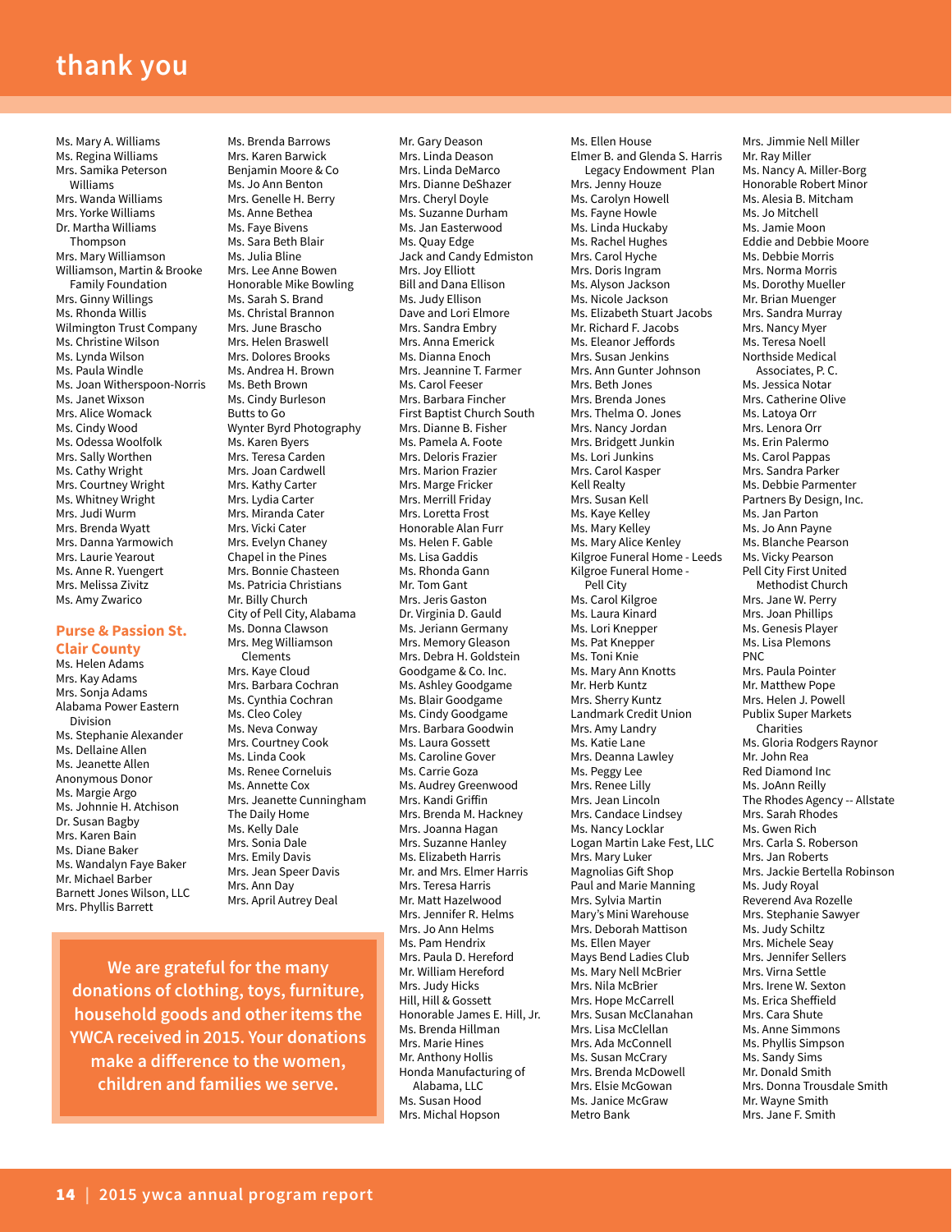# thank you

Ms. Mary A. Williams
Ms. Regina Williams
Mrs. Samika Peterson Williams
Mrs. Wanda Williams
Mrs. Yorke Williams
Dr. Martha Williams Thompson
Mrs. Mary Williamson
Williamson, Martin & Brooke Family Foundation
Mrs. Ginny Willings
Ms. Rhonda Willis
Wilmington Trust Company
Ms. Christine Wilson
Ms. Lynda Wilson
Ms. Paula Windle
Ms. Joan Witherspoon-Norris
Ms. Janet Wixson
Mrs. Alice Womack
Ms. Cindy Wood
Ms. Odessa Woolfolk
Mrs. Sally Worthen
Ms. Cathy Wright
Mrs. Courtney Wright
Mrs. Whitney Wright
Mrs. Judi Wurm
Mrs. Brenda Wyatt
Mrs. Danna Yarmowich
Mrs. Laurie Yearout
Ms. Anne R. Yuengert
Mrs. Melissa Zivitz
Ms. Amy Zwarico

## Purse & Passion St. Clair County

Ms. Helen Adams
Mrs. Kay Adams
Mrs. Sonja Adams
Alabama Power Eastern Division
Ms. Stephanie Alexander
Ms. Dellaine Allen
Ms. Jeanette Allen
Anonymous Donor
Ms. Margie Argo
Ms. Johnnie H. Atchison
Dr. Susan Bagby
Mrs. Karen Bain
Ms. Diane Baker
Ms. Wandalyn Faye Baker
Mr. Michael Barber
Barnett Jones Wilson, LLC
Mrs. Phyllis Barrett
Ms. Brenda Barrows
Mrs. Karen Barwick
Benjamin Moore & Co
Ms. Jo Ann Benton
Mrs. Genelle H. Berry
Ms. Anne Bethea
Ms. Faye Bivens
Ms. Sara Beth Blair
Ms. Julia Bline
Mrs. Lee Anne Bowen
Honorable Mike Bowling
Ms. Sarah S. Brand
Ms. Christal Brannon
Mrs. June Brascho
Mrs. Helen Braswell
Mrs. Dolores Brooks
Ms. Andrea H. Brown
Ms. Beth Brown
Ms. Cindy Burleson
Butts to Go
Wynter Byrd Photography
Ms. Karen Byers
Mrs. Teresa Carden
Mrs. Joan Cardwell
Mrs. Kathy Carter
Mrs. Lydia Carter
Mrs. Miranda Cater
Mrs. Vicki Cater
Mrs. Evelyn Chaney
Chapel in the Pines
Mrs. Bonnie Chasteen
Ms. Patricia Christians
Mr. Billy Church
City of Pell City, Alabama
Ms. Donna Clawson
Mrs. Meg Williamson Clements
Mrs. Kaye Cloud
Mrs. Barbara Cochran
Ms. Cynthia Cochran
Ms. Cleo Coley
Ms. Neva Conway
Mrs. Courtney Cook
Ms. Linda Cook
Ms. Renee Corneluis
Ms. Annette Cox
Mrs. Jeanette Cunningham
The Daily Home
Ms. Kelly Dale
Mrs. Sonia Dale
Mrs. Emily Davis
Mrs. Jean Speer Davis
Mrs. Ann Day
Mrs. April Autrey Deal

**We are grateful for the many donations of clothing, toys, furniture, household goods and other items the YWCA received in 2015. Your donations make a difference to the women, children and families we serve.**

Mr. Gary Deason
Mrs. Linda Deason
Mrs. Linda DeMarco
Mrs. Dianne DeShazer
Mrs. Cheryl Doyle
Ms. Suzanne Durham
Ms. Jan Easterwood
Ms. Quay Edge
Jack and Candy Edmiston
Mrs. Joy Elliott
Bill and Dana Ellison
Ms. Judy Ellison
Dave and Lori Elmore
Mrs. Sandra Embry
Mrs. Anna Emerick
Ms. Dianna Enoch
Mrs. Jeannine T. Farmer
Ms. Carol Feeser
Mrs. Barbara Fincher
First Baptist Church South
Mrs. Dianne B. Fisher
Ms. Pamela A. Foote
Mrs. Deloris Frazier
Mrs. Marion Frazier
Mrs. Marge Fricker
Mrs. Merrill Friday
Mrs. Loretta Frost
Honorable Alan Furr
Ms. Helen F. Gable
Ms. Lisa Gaddis
Ms. Rhonda Gann
Mr. Tom Gant
Mrs. Jeris Gaston
Dr. Virginia D. Gauld
Ms. Jeriann Germany
Mrs. Memory Gleason
Mrs. Debra H. Goldstein
Goodgame & Co. Inc.
Ms. Ashley Goodgame
Ms. Blair Goodgame
Ms. Cindy Goodgame
Mrs. Barbara Goodwin
Ms. Laura Gossett
Ms. Caroline Gover
Ms. Carrie Goza
Ms. Audrey Greenwood
Ms. Kandi Griffin
Mrs. Brenda M. Hackney
Mrs. Joanna Hagan
Mrs. Suzanne Hanley
Ms. Elizabeth Harris
Mr. and Mrs. Elmer Harris
Mrs. Teresa Harris
Mr. Matt Hazelwood
Mrs. Jennifer R. Helms
Mrs. Jo Ann Helms
Ms. Pam Hendrix
Mrs. Paula D. Hereford
Mr. William Hereford
Mrs. Judy Hicks
Hill, Hill & Gossett
Honorable James E. Hill, Jr.
Ms. Brenda Hillman
Mrs. Marie Hines
Mr. Anthony Hollis
Honda Manufacturing of Alabama, LLC
Ms. Susan Hood
Mrs. Michal Hopson
Ms. Ellen House
Elmer B. and Glenda S. Harris Legacy Endowment Plan
Mrs. Jenny Houze
Ms. Carolyn Howell
Ms. Fayne Howle
Ms. Linda Huckaby
Ms. Rachel Hughes
Mrs. Carol Hyche
Mrs. Doris Ingram
Ms. Alyson Jackson
Ms. Nicole Jackson
Ms. Elizabeth Stuart Jacobs
Mr. Richard F. Jacobs
Ms. Eleanor Jeffords
Mrs. Susan Jenkins
Mrs. Ann Gunter Johnson
Mrs. Beth Jones
Mrs. Brenda Jones
Mrs. Thelma O. Jones
Mrs. Nancy Jordan
Mrs. Bridgett Junkin
Ms. Lori Junkins
Mrs. Carol Kasper
Kell Realty
Mrs. Susan Kell
Ms. Kaye Kelley
Ms. Mary Kelley
Ms. Mary Alice Kenley
Kilgroe Funeral Home - Leeds
Kilgroe Funeral Home - Pell City
Ms. Carol Kilgroe
Ms. Laura Kinard
Ms. Lori Knepper
Ms. Pat Knepper
Ms. Toni Knie
Ms. Mary Ann Knotts
Mr. Herb Kuntz
Mrs. Sherry Kuntz
Landmark Credit Union
Mrs. Amy Landry
Ms. Katie Lane
Mrs. Deanna Lawley
Ms. Peggy Lee
Mrs. Renee Lilly
Mrs. Jean Lincoln
Mrs. Candace Lindsey
Ms. Nancy Locklar
Logan Martin Lake Fest, LLC
Mrs. Mary Luker
Magnolias Gift Shop
Paul and Marie Manning
Mrs. Sylvia Martin
Mary's Mini Warehouse
Mrs. Deborah Mattison
Ms. Ellen Mayer
Mays Bend Ladies Club
Ms. Mary Nell McBrier
Mrs. Nila McBrier
Mrs. Hope McCarrell
Mrs. Susan McClanahan
Mrs. Lisa McClellan
Mrs. Ada McConnell
Ms. Susan McCrary
Mrs. Brenda McDowell
Mrs. Elsie McGowan
Ms. Janice McGraw
Metro Bank
Mrs. Jimmie Nell Miller
Mr. Ray Miller
Ms. Nancy A. Miller-Borg
Honorable Robert Minor
Ms. Alesia B. Mitcham
Ms. Jo Mitchell
Ms. Jamie Moon
Eddie and Debbie Moore
Ms. Debbie Morris
Mrs. Norma Morris
Ms. Dorothy Mueller
Mr. Brian Muenger
Mrs. Sandra Murray
Mrs. Nancy Myer
Ms. Teresa Noell
Northside Medical Associates, P. C.
Ms. Jessica Notar
Mrs. Catherine Olive
Ms. Latoya Orr
Mrs. Lenora Orr
Ms. Erin Palermo
Ms. Carol Pappas
Mrs. Sandra Parker
Ms. Debbie Parmenter
Partners By Design, Inc.
Ms. Jan Parton
Ms. Jo Ann Payne
Ms. Blanche Pearson
Ms. Vicky Pearson
Pell City First United Methodist Church
Mrs. Jane W. Perry
Mrs. Joan Phillips
Ms. Genesis Player
Ms. Lisa Plemons
PNC
Mrs. Paula Pointer
Mr. Matthew Pope
Mrs. Helen J. Powell
Publix Super Markets Charities
Ms. Gloria Rodgers Raynor
Mr. John Rea
Red Diamond Inc
Ms. JoAnn Reilly
The Rhodes Agency -- Allstate
Mrs. Sarah Rhodes
Ms. Gwen Rich
Mrs. Carla S. Roberson
Mrs. Jan Roberts
Mrs. Jackie Bertella Robinson
Ms. Judy Royal
Reverend Ava Rozelle
Mrs. Stephanie Sawyer
Ms. Judy Schiltz
Mrs. Michele Seay
Mrs. Jennifer Sellers
Mrs. Virna Settle
Mrs. Irene W. Sexton
Ms. Erica Sheffield
Mrs. Cara Shute
Ms. Anne Simmons
Ms. Phyllis Simpson
Ms. Sandy Sims
Mr. Donald Smith
Mrs. Donna Trousdale Smith
Mr. Wayne Smith
Mrs. Jane F. Smith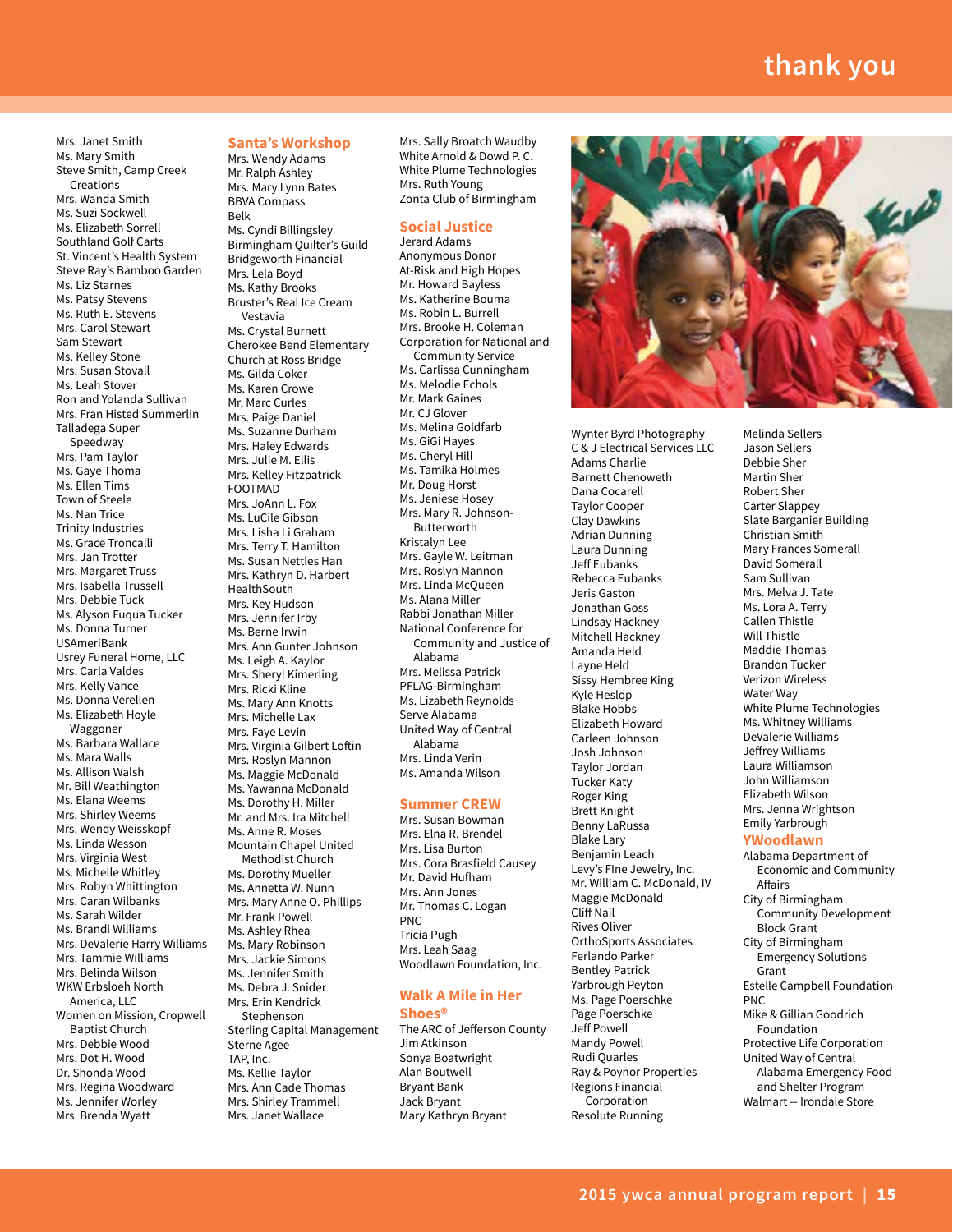# thank you

Mrs. Janet Smith
Ms. Mary Smith
Steve Smith, Camp Creek Creations
Mrs. Wanda Smith
Ms. Suzi Sockwell
Ms. Elizabeth Sorrell
Southland Golf Carts
St. Vincent's Health System
Steve Ray's Bamboo Garden
Ms. Liz Starnes
Ms. Patsy Stevens
Ms. Ruth E. Stevens
Mrs. Carol Stewart
Sam Stewart
Ms. Kelley Stone
Ms. Susan Stovall
Ms. Leah Stover
Ron and Yolanda Sullivan
Mrs. Fran Histed Summerlin
Talladega Super Speedway
Mrs. Pam Taylor
Ms. Gaye Thoma
Ms. Ellen Tims
Town of Steele
Ms. Nan Trice
Trinity Industries
Ms. Grace Troncalli
Mrs. Jan Trotter
Mrs. Margaret Truss
Mrs. Isabella Trussell
Mrs. Debbie Tuck
Ms. Alyson Fuqua Tucker
Ms. Donna Turner
USAmeriBank
Usrey Funeral Home, LLC
Mrs. Carla Valdes
Mrs. Kelly Vance
Ms. Donna Verellen
Ms. Elizabeth Hoyle Waggoner
Ms. Barbara Wallace
Ms. Mara Walls
Ms. Allison Walsh
Mr. Bill Weathington
Ms. Elana Weems
Mrs. Shirley Weems
Mrs. Wendy Weisskopf
Ms. Linda Wesson
Mrs. Virginia West
Ms. Michelle Whitley
Mrs. Robyn Whittington
Mrs. Caran Wilbanks
Ms. Sarah Wilder
Ms. Brandi Williams
Mrs. DeValerie Harry Williams
Mrs. Tammie Williams
Mrs. Belinda Wilson
WKW Erbsloeh North America, LLC
Women on Mission, Cropwell Baptist Church
Mrs. Debbie Wood
Mrs. Dot H. Wood
Dr. Shonda Wood
Mrs. Regina Woodward
Ms. Jennifer Worley
Mrs. Brenda Wyatt

## Santa's Workshop

Mrs. Wendy Adams
Mr. Ralph Ashley
Mrs. Mary Lynn Bates
BBVA Compass
Belk
Ms. Cyndi Billingsley
Birmingham Quilter's Guild
Bridgeworth Financial
Mrs. Lela Boyd
Ms. Kathy Brooks
Bruster's Real Ice Cream Vestavia
Ms. Crystal Burnett
Cherokee Bend Elementary
Church at Ross Bridge
Ms. Gilda Coker
Ms. Karen Crowe
Mr. Marc Curles
Mrs. Paige Daniel
Ms. Suzanne Durham
Mrs. Haley Edwards
Mrs. Julie M. Ellis
Mrs. Kelley Fitzpatrick
FOOTMAD
Mrs. JoAnn L. Fox
Ms. LuCile Gibson
Mrs. Lisha Li Graham
Mrs. Terry T. Hamilton
Ms. Susan Nettles Han
Mrs. Kathryn D. Harbert
HealthSouth
Mrs. Key Hudson
Mrs. Jennifer Irby
Ms. Berne Irwin
Mrs. Ann Gunter Johnson
Ms. Leigh A. Kaylor
Mrs. Sheryl Kimerling
Mrs. Ricki Kline
Ms. Mary Ann Knotts
Ms. Michelle Lax
Mrs. Faye Levin
Mrs. Virginia Gilbert Loftin
Mrs. Roslyn Mannon
Ms. Maggie McDonald
Ms. Yawanna McDonald
Ms. Dorothy H. Miller
Mr. and Mrs. Ira Mitchell
Ms. Anne R. Moses
Mountain Chapel United Methodist Church
Ms. Dorothy Mueller
Ms. Annetta W. Nunn
Mrs. Mary Anne O. Phillips
Mr. Frank Powell
Ms. Ashley Rhea
Ms. Mary Robinson
Mrs. Jackie Simons
Ms. Jennifer Smith
Ms. Debra J. Snider
Mrs. Erin Kendrick Stephenson
Sterling Capital Management
Sterne Agee
TAP, Inc.
Ms. Kellie Taylor
Mrs. Ann Cade Thomas
Mrs. Shirley Trammell
Mrs. Janet Wallace
Mrs. Sally Broatch Waudby
White Arnold & Dowd P. C.
White Plume Technologies
Mrs. Ruth Young
Zonta Club of Birmingham

## Social Justice

Jerard Adams
Anonymous Donor
At-Risk and High Hopes
Mr. Howard Bayless
Ms. Katherine Bouma
Ms. Robin L. Burrell
Mrs. Brooke H. Coleman
Corporation for National and Community Service
Ms. Carlissa Cunningham
Ms. Melodie Echols
Mr. Mark Gaines
Mr. CJ Glover
Ms. Melina Goldfarb
Ms. GiGi Hayes
Ms. Cheryl Hill
Ms. Tamika Holmes
Mr. Doug Horst
Ms. Jeniese Hosey
Mrs. Mary R. Johnson-Butterworth
Kristalyn Lee
Mrs. Gayle W. Leitman
Mrs. Roslyn Mannon
Mrs. Linda McQueen
Ms. Alana Miller
Rabbi Jonathan Miller
National Conference for Community and Justice of Alabama
Mrs. Melissa Patrick
PFLAG-Birmingham
Ms. Lizabeth Reynolds
Serve Alabama
United Way of Central Alabama
Mrs. Linda Verin
Ms. Amanda Wilson

## Summer CREW

Mrs. Susan Bowman
Mrs. Elna R. Brendel
Mrs. Lisa Burton
Mrs. Cora Brasfield Causey
Mr. David Hufham
Mrs. Ann Jones
Mr. Thomas C. Logan
PNC
Tricia Pugh
Mrs. Leah Saag
Woodlawn Foundation, Inc.

## Walk A Mile in Her Shoes®

The ARC of Jefferson County
Jim Atkinson
Sonya Boatwright
Alan Boutwell
Bryant Bank
Jack Bryant
Mary Kathryn Bryant
Wynter Byrd Photography
C & J Electrical Services LLC
Adams Charlie
Barnett Chenoweth
Dana Cocarell
Taylor Cooper
Clay Dawkins
Adrian Dunning
Laura Dunning
Jeff Eubanks
Rebecca Eubanks
Jeris Gaston
Jonathan Goss
Lindsay Hackney
Mitchell Hackney
Amanda Held
Layne Held
Sissy Hembree King
Kyle Heslop
Blake Hobbs
Elizabeth Howard
Carleen Johnson
Josh Johnson
Taylor Jordan
Tucker Katy
Roger King
Brett Knight
Benny LaRussa
Blake Lary
Benjamin Leach
Levy's FIne Jewelry, Inc.
Mr. William C. McDonald, IV
Maggie McDonald
Cliff Nail
Rives Oliver
OrthoSports Associates
Ferlando Parker
Bentley Patrick
Yarbrough Peyton
Ms. Page Poerschke
Page Poerschke
Jeff Powell
Mandy Powell
Rudi Quarles
Ray & Poynor Properties
Regions Financial Corporation
Resolute Running
Melinda Sellers
Jason Sellers
Debbie Sher
Martin Sher
Robert Sher
Carter Slappey
Slate Barganier Building
Christian Smith
Mary Frances Somerall
David Somerall
Sam Sullivan
Mrs. Melva J. Tate
Ms. Lora A. Terry
Callen Thistle
Will Thistle
Maddie Thomas
Brandon Tucker
Verizon Wireless
Water Way
White Plume Technologies
Ms. Whitney Williams
DeValerie Williams
Jeffrey Williams
Laura Williamson
John Williamson
Elizabeth Wilson
Mrs. Jenna Wrightson
Emily Yarbrough

## YWoodlawn

Alabama Department of Economic and Community Affairs
City of Birmingham Community Development Block Grant
City of Birmingham Emergency Solutions Grant
Estelle Campbell Foundation
PNC
Mike & Gillian Goodrich Foundation
Protective Life Corporation
United Way of Central Alabama Emergency Food and Shelter Program
Walmart -- Irondale Store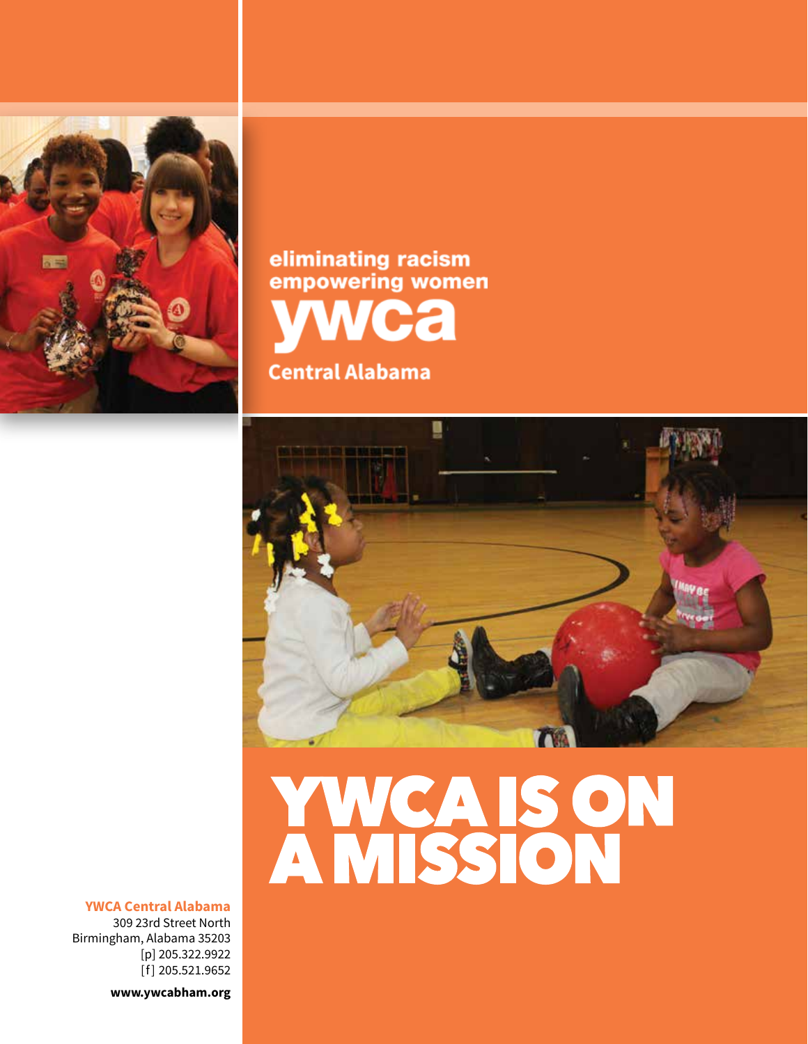eliminating racism
empowering women

ywca

Central Alabama

# YWCA IS ON A MISSION

**YWCA Central Alabama**
309 23rd Street North
Birmingham, Alabama 35203
[p] 205.322.9922
[f] 205.521.9652

**www.ywcabham.org**